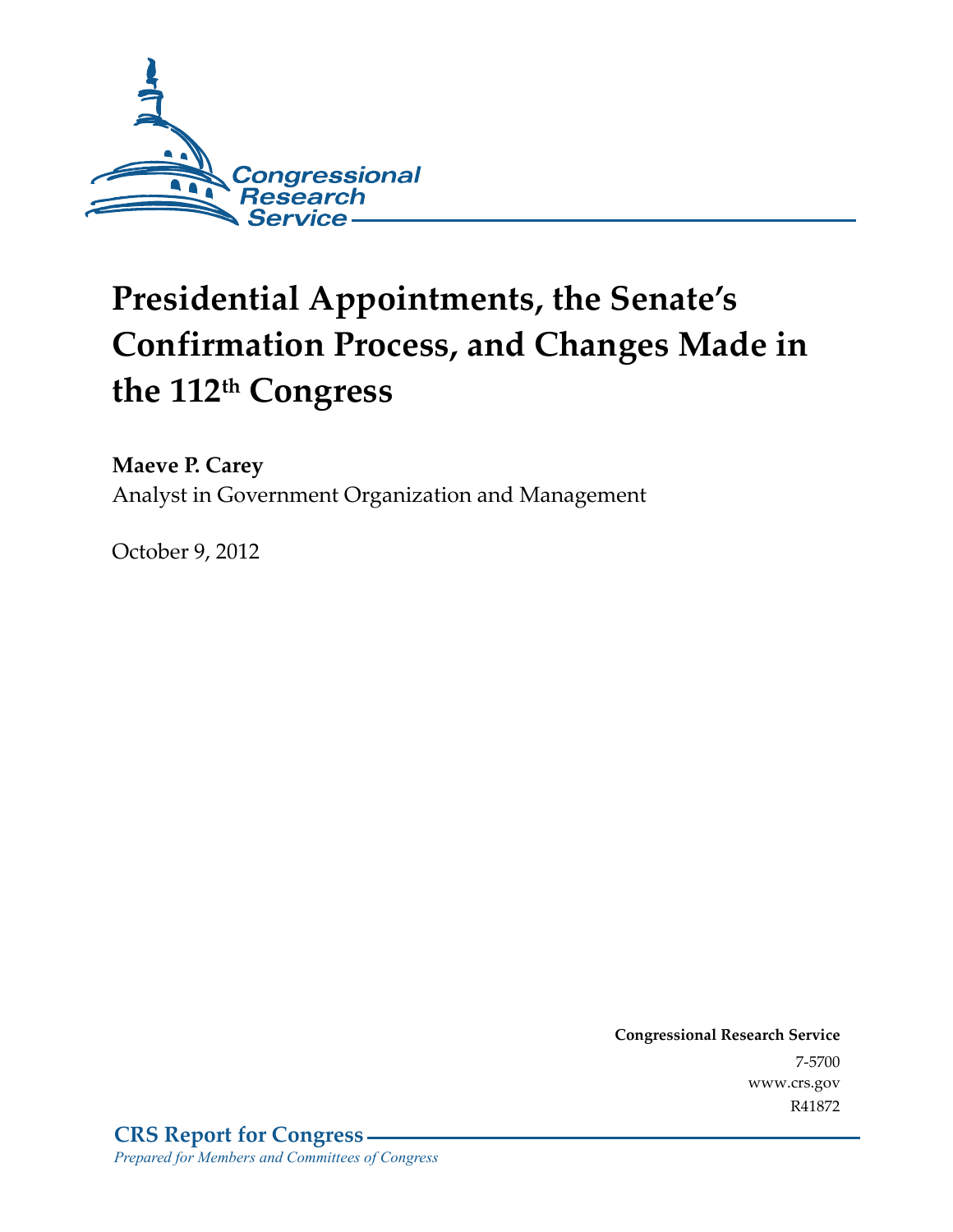Congressional Research Service

# Presidential Appointments, the Senate's Confirmation Process, and Changes Made in the 112th Congress

**Maeve P. Carey**

Analyst in Government Organization and Management

October 9, 2012

**Congressional Research Service**

7-5700

www.crs.gov

R41872

**CRS Report for Congress**

*Prepared for Members and Committees of Congress*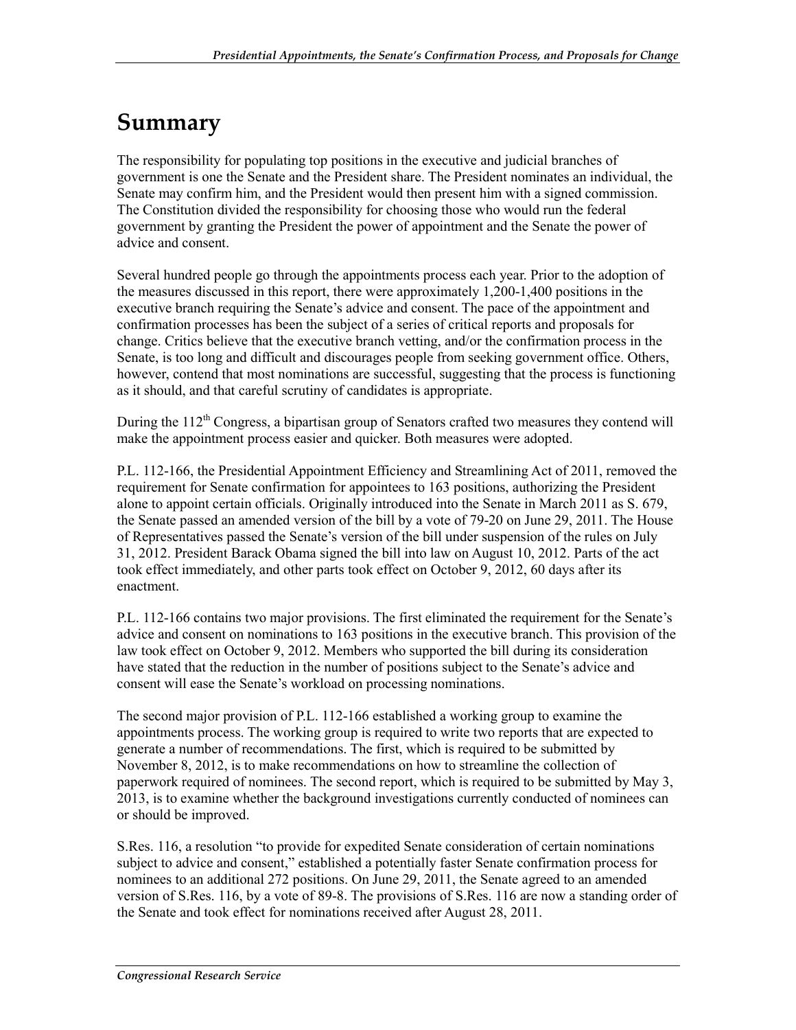# Summary

The responsibility for populating top positions in the executive and judicial branches of government is one the Senate and the President share. The President nominates an individual, the Senate may confirm him, and the President would then present him with a signed commission. The Constitution divided the responsibility for choosing those who would run the federal government by granting the President the power of appointment and the Senate the power of advice and consent.

Several hundred people go through the appointments process each year. Prior to the adoption of the measures discussed in this report, there were approximately 1,200-1,400 positions in the executive branch requiring the Senate's advice and consent. The pace of the appointment and confirmation processes has been the subject of a series of critical reports and proposals for change. Critics believe that the executive branch vetting, and/or the confirmation process in the Senate, is too long and difficult and discourages people from seeking government office. Others, however, contend that most nominations are successful, suggesting that the process is functioning as it should, and that careful scrutiny of candidates is appropriate.

During the 112th Congress, a bipartisan group of Senators crafted two measures they contend will make the appointment process easier and quicker. Both measures were adopted.

P.L. 112-166, the Presidential Appointment Efficiency and Streamlining Act of 2011, removed the requirement for Senate confirmation for appointees to 163 positions, authorizing the President alone to appoint certain officials. Originally introduced into the Senate in March 2011 as S. 679, the Senate passed an amended version of the bill by a vote of 79-20 on June 29, 2011. The House of Representatives passed the Senate's version of the bill under suspension of the rules on July 31, 2012. President Barack Obama signed the bill into law on August 10, 2012. Parts of the act took effect immediately, and other parts took effect on October 9, 2012, 60 days after its enactment.

P.L. 112-166 contains two major provisions. The first eliminated the requirement for the Senate's advice and consent on nominations to 163 positions in the executive branch. This provision of the law took effect on October 9, 2012. Members who supported the bill during its consideration have stated that the reduction in the number of positions subject to the Senate's advice and consent will ease the Senate's workload on processing nominations.

The second major provision of P.L. 112-166 established a working group to examine the appointments process. The working group is required to write two reports that are expected to generate a number of recommendations. The first, which is required to be submitted by November 8, 2012, is to make recommendations on how to streamline the collection of paperwork required of nominees. The second report, which is required to be submitted by May 3, 2013, is to examine whether the background investigations currently conducted of nominees can or should be improved.

S.Res. 116, a resolution "to provide for expedited Senate consideration of certain nominations subject to advice and consent," established a potentially faster Senate confirmation process for nominees to an additional 272 positions. On June 29, 2011, the Senate agreed to an amended version of S.Res. 116, by a vote of 89-8. The provisions of S.Res. 116 are now a standing order of the Senate and took effect for nominations received after August 28, 2011.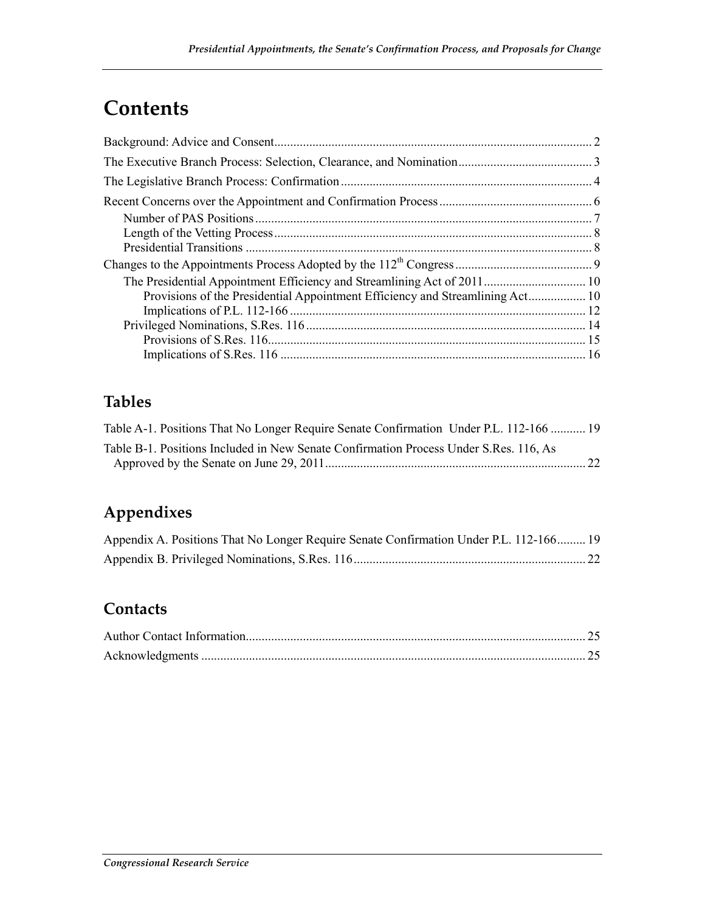# Contents

Background: Advice and Consent .......... 2

The Executive Branch Process: Selection, Clearance, and Nomination .......... 3

The Legislative Branch Process: Confirmation .......... 4

Recent Concerns over the Appointment and Confirmation Process .......... 6

- Number of PAS Positions .......... 7
- Length of the Vetting Process .......... 8
- Presidential Transitions .......... 8

Changes to the Appointments Process Adopted by the 112th Congress .......... 9

- The Presidential Appointment Efficiency and Streamlining Act of 2011 .......... 10
  - Provisions of the Presidential Appointment Efficiency and Streamlining Act .......... 10
  - Implications of P.L. 112-166 .......... 12
- Privileged Nominations, S.Res. 116 .......... 14
  - Provisions of S.Res. 116 .......... 15
  - Implications of S.Res. 116 .......... 16

## Tables

Table A-1. Positions That No Longer Require Senate Confirmation Under P.L. 112-166 .......... 19

Table B-1. Positions Included in New Senate Confirmation Process Under S.Res. 116, As Approved by the Senate on June 29, 2011 .......... 22

## Appendixes

Appendix A. Positions That No Longer Require Senate Confirmation Under P.L. 112-166 .......... 19

Appendix B. Privileged Nominations, S.Res. 116 .......... 22

## Contacts

Author Contact Information .......... 25

Acknowledgments .......... 25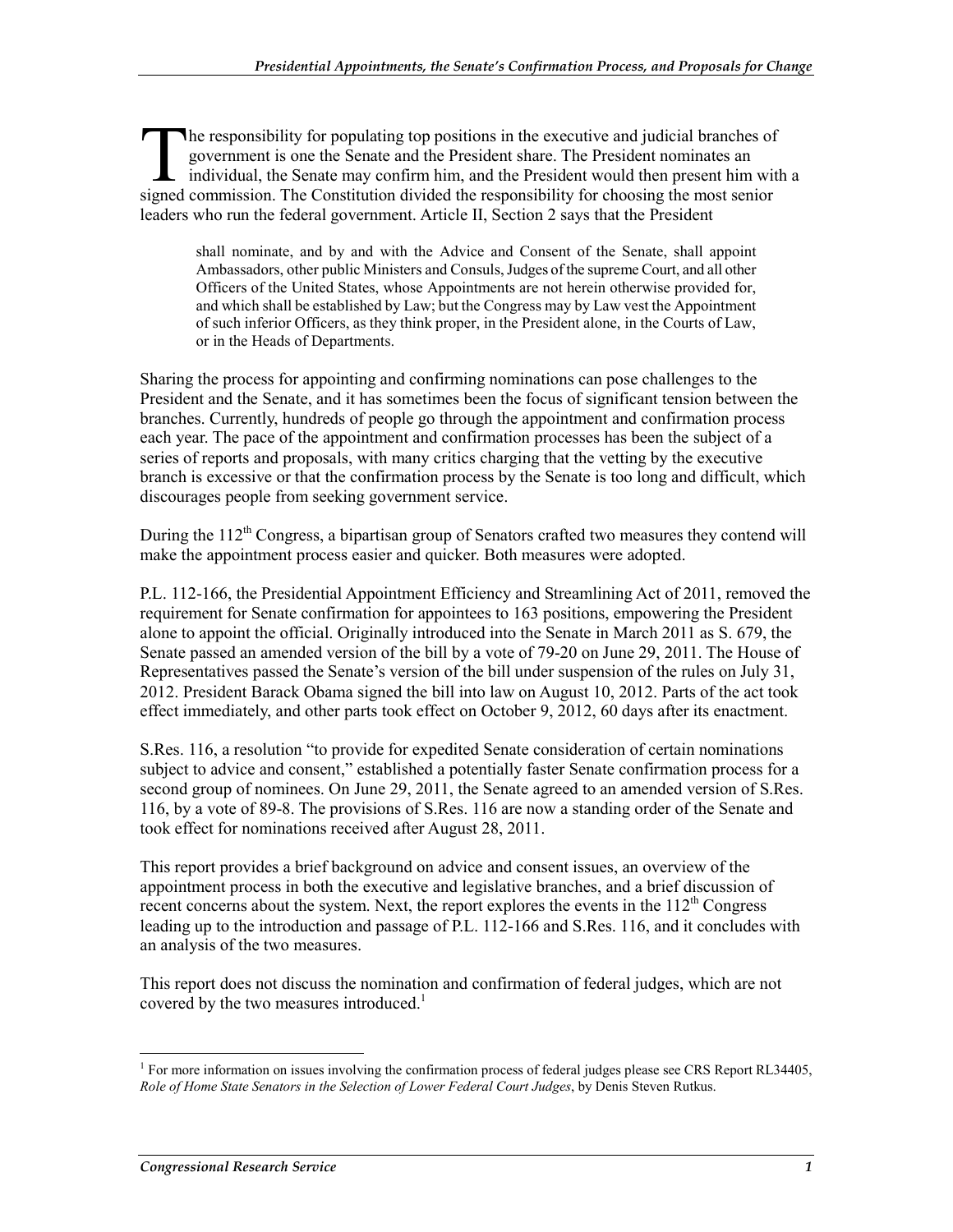The responsibility for populating top positions in the executive and judicial branches of government is one the Senate and the President share. The President nominates an individual, the Senate may confirm him, and the President would then present him with a signed commission. The Constitution divided the responsibility for choosing the most senior leaders who run the federal government. Article II, Section 2 says that the President

> shall nominate, and by and with the Advice and Consent of the Senate, shall appoint Ambassadors, other public Ministers and Consuls, Judges of the supreme Court, and all other Officers of the United States, whose Appointments are not herein otherwise provided for, and which shall be established by Law; but the Congress may by Law vest the Appointment of such inferior Officers, as they think proper, in the President alone, in the Courts of Law, or in the Heads of Departments.

Sharing the process for appointing and confirming nominations can pose challenges to the President and the Senate, and it has sometimes been the focus of significant tension between the branches. Currently, hundreds of people go through the appointment and confirmation process each year. The pace of the appointment and confirmation processes has been the subject of a series of reports and proposals, with many critics charging that the vetting by the executive branch is excessive or that the confirmation process by the Senate is too long and difficult, which discourages people from seeking government service.

During the 112th Congress, a bipartisan group of Senators crafted two measures they contend will make the appointment process easier and quicker. Both measures were adopted.

P.L. 112-166, the Presidential Appointment Efficiency and Streamlining Act of 2011, removed the requirement for Senate confirmation for appointees to 163 positions, empowering the President alone to appoint the official. Originally introduced into the Senate in March 2011 as S. 679, the Senate passed an amended version of the bill by a vote of 79-20 on June 29, 2011. The House of Representatives passed the Senate's version of the bill under suspension of the rules on July 31, 2012. President Barack Obama signed the bill into law on August 10, 2012. Parts of the act took effect immediately, and other parts took effect on October 9, 2012, 60 days after its enactment.

S.Res. 116, a resolution "to provide for expedited Senate consideration of certain nominations subject to advice and consent," established a potentially faster Senate confirmation process for a second group of nominees. On June 29, 2011, the Senate agreed to an amended version of S.Res. 116, by a vote of 89-8. The provisions of S.Res. 116 are now a standing order of the Senate and took effect for nominations received after August 28, 2011.

This report provides a brief background on advice and consent issues, an overview of the appointment process in both the executive and legislative branches, and a brief discussion of recent concerns about the system. Next, the report explores the events in the 112th Congress leading up to the introduction and passage of P.L. 112-166 and S.Res. 116, and it concludes with an analysis of the two measures.

This report does not discuss the nomination and confirmation of federal judges, which are not covered by the two measures introduced.[1]

[1] For more information on issues involving the confirmation process of federal judges please see CRS Report RL34405, *Role of Home State Senators in the Selection of Lower Federal Court Judges*, by Denis Steven Rutkus.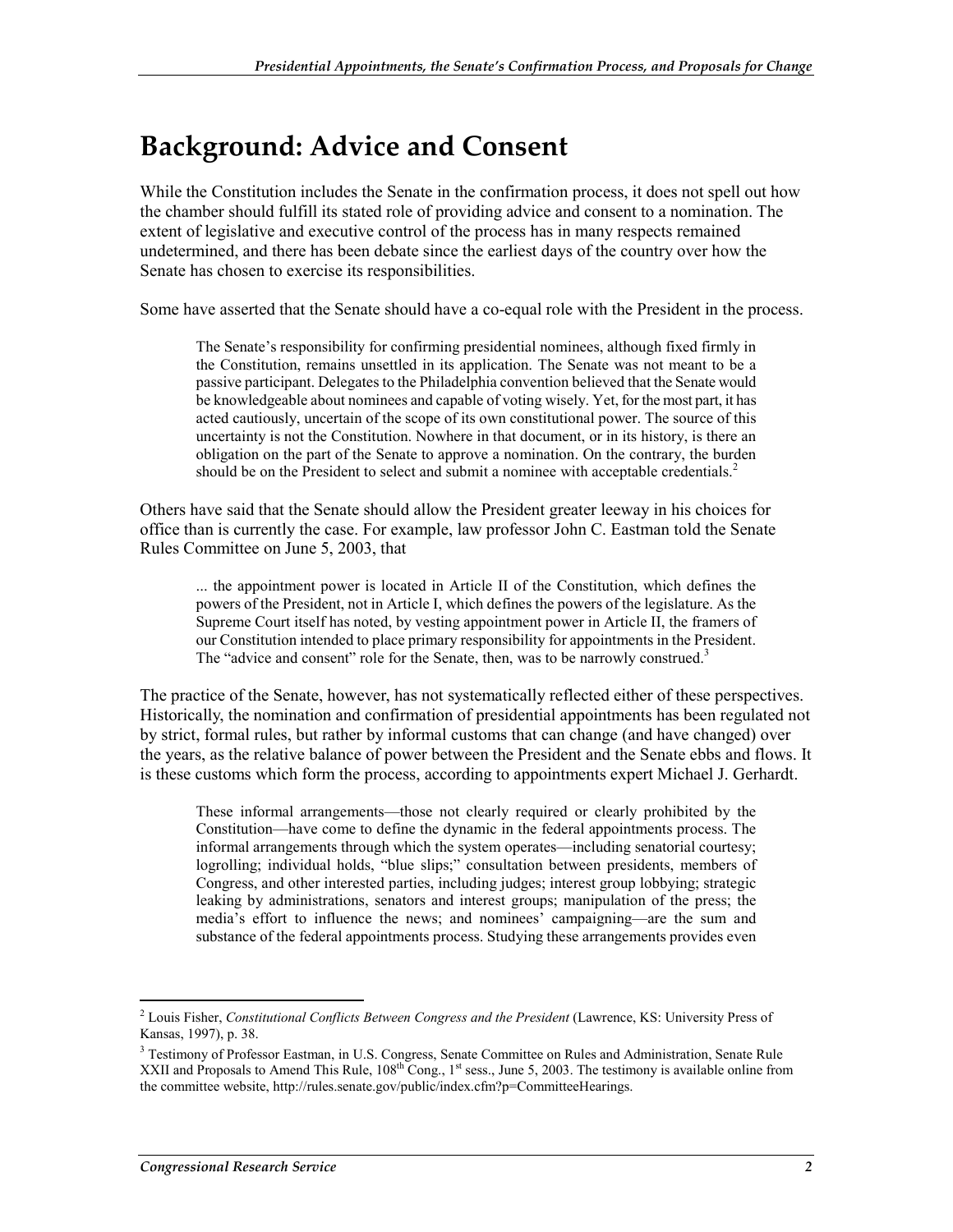## Background: Advice and Consent

While the Constitution includes the Senate in the confirmation process, it does not spell out how the chamber should fulfill its stated role of providing advice and consent to a nomination. The extent of legislative and executive control of the process has in many respects remained undetermined, and there has been debate since the earliest days of the country over how the Senate has chosen to exercise its responsibilities.

Some have asserted that the Senate should have a co-equal role with the President in the process.

> The Senate's responsibility for confirming presidential nominees, although fixed firmly in the Constitution, remains unsettled in its application. The Senate was not meant to be a passive participant. Delegates to the Philadelphia convention believed that the Senate would be knowledgeable about nominees and capable of voting wisely. Yet, for the most part, it has acted cautiously, uncertain of the scope of its own constitutional power. The source of this uncertainty is not the Constitution. Nowhere in that document, or in its history, is there an obligation on the part of the Senate to approve a nomination. On the contrary, the burden should be on the President to select and submit a nominee with acceptable credentials.[2]

Others have said that the Senate should allow the President greater leeway in his choices for office than is currently the case. For example, law professor John C. Eastman told the Senate Rules Committee on June 5, 2003, that

> ... the appointment power is located in Article II of the Constitution, which defines the powers of the President, not in Article I, which defines the powers of the legislature. As the Supreme Court itself has noted, by vesting appointment power in Article II, the framers of our Constitution intended to place primary responsibility for appointments in the President. The "advice and consent" role for the Senate, then, was to be narrowly construed.[3]

The practice of the Senate, however, has not systematically reflected either of these perspectives. Historically, the nomination and confirmation of presidential appointments has been regulated not by strict, formal rules, but rather by informal customs that can change (and have changed) over the years, as the relative balance of power between the President and the Senate ebbs and flows. It is these customs which form the process, according to appointments expert Michael J. Gerhardt.

> These informal arrangements—those not clearly required or clearly prohibited by the Constitution—have come to define the dynamic in the federal appointments process. The informal arrangements through which the system operates—including senatorial courtesy; logrolling; individual holds, "blue slips;" consultation between presidents, members of Congress, and other interested parties, including judges; interest group lobbying; strategic leaking by administrations, senators and interest groups; manipulation of the press; the media's effort to influence the news; and nominees' campaigning—are the sum and substance of the federal appointments process. Studying these arrangements provides even

---

[2] Louis Fisher, *Constitutional Conflicts Between Congress and the President* (Lawrence, KS: University Press of Kansas, 1997), p. 38.

[3] Testimony of Professor Eastman, in U.S. Congress, Senate Committee on Rules and Administration, Senate Rule XXII and Proposals to Amend This Rule, 108th Cong., 1st sess., June 5, 2003. The testimony is available online from the committee website, http://rules.senate.gov/public/index.cfm?p=CommitteeHearings.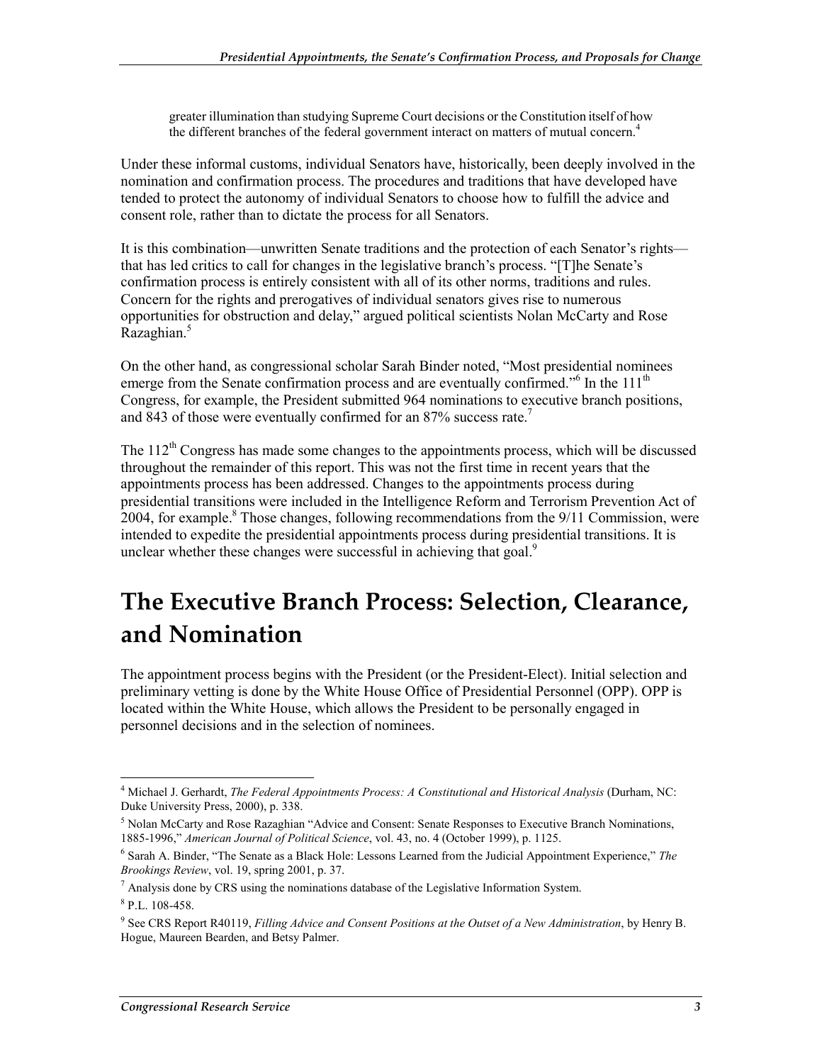> greater illumination than studying Supreme Court decisions or the Constitution itself of how the different branches of the federal government interact on matters of mutual concern.[4]

Under these informal customs, individual Senators have, historically, been deeply involved in the nomination and confirmation process. The procedures and traditions that have developed have tended to protect the autonomy of individual Senators to choose how to fulfill the advice and consent role, rather than to dictate the process for all Senators.

It is this combination—unwritten Senate traditions and the protection of each Senator's rights—that has led critics to call for changes in the legislative branch's process. "[T]he Senate's confirmation process is entirely consistent with all of its other norms, traditions and rules. Concern for the rights and prerogatives of individual senators gives rise to numerous opportunities for obstruction and delay," argued political scientists Nolan McCarty and Rose Razaghian.[5]

On the other hand, as congressional scholar Sarah Binder noted, "Most presidential nominees emerge from the Senate confirmation process and are eventually confirmed."[6] In the 111th Congress, for example, the President submitted 964 nominations to executive branch positions, and 843 of those were eventually confirmed for an 87% success rate.[7]

The 112th Congress has made some changes to the appointments process, which will be discussed throughout the remainder of this report. This was not the first time in recent years that the appointments process has been addressed. Changes to the appointments process during presidential transitions were included in the Intelligence Reform and Terrorism Prevention Act of 2004, for example.[8] Those changes, following recommendations from the 9/11 Commission, were intended to expedite the presidential appointments process during presidential transitions. It is unclear whether these changes were successful in achieving that goal.[9]

# The Executive Branch Process: Selection, Clearance, and Nomination

The appointment process begins with the President (or the President-Elect). Initial selection and preliminary vetting is done by the White House Office of Presidential Personnel (OPP). OPP is located within the White House, which allows the President to be personally engaged in personnel decisions and in the selection of nominees.

---

[4] Michael J. Gerhardt, *The Federal Appointments Process: A Constitutional and Historical Analysis* (Durham, NC: Duke University Press, 2000), p. 338.

[5] Nolan McCarty and Rose Razaghian "Advice and Consent: Senate Responses to Executive Branch Nominations, 1885-1996," *American Journal of Political Science*, vol. 43, no. 4 (October 1999), p. 1125.

[6] Sarah A. Binder, "The Senate as a Black Hole: Lessons Learned from the Judicial Appointment Experience," *The Brookings Review*, vol. 19, spring 2001, p. 37.

[7] Analysis done by CRS using the nominations database of the Legislative Information System.

[8] P.L. 108-458.

[9] See CRS Report R40119, *Filling Advice and Consent Positions at the Outset of a New Administration*, by Henry B. Hogue, Maureen Bearden, and Betsy Palmer.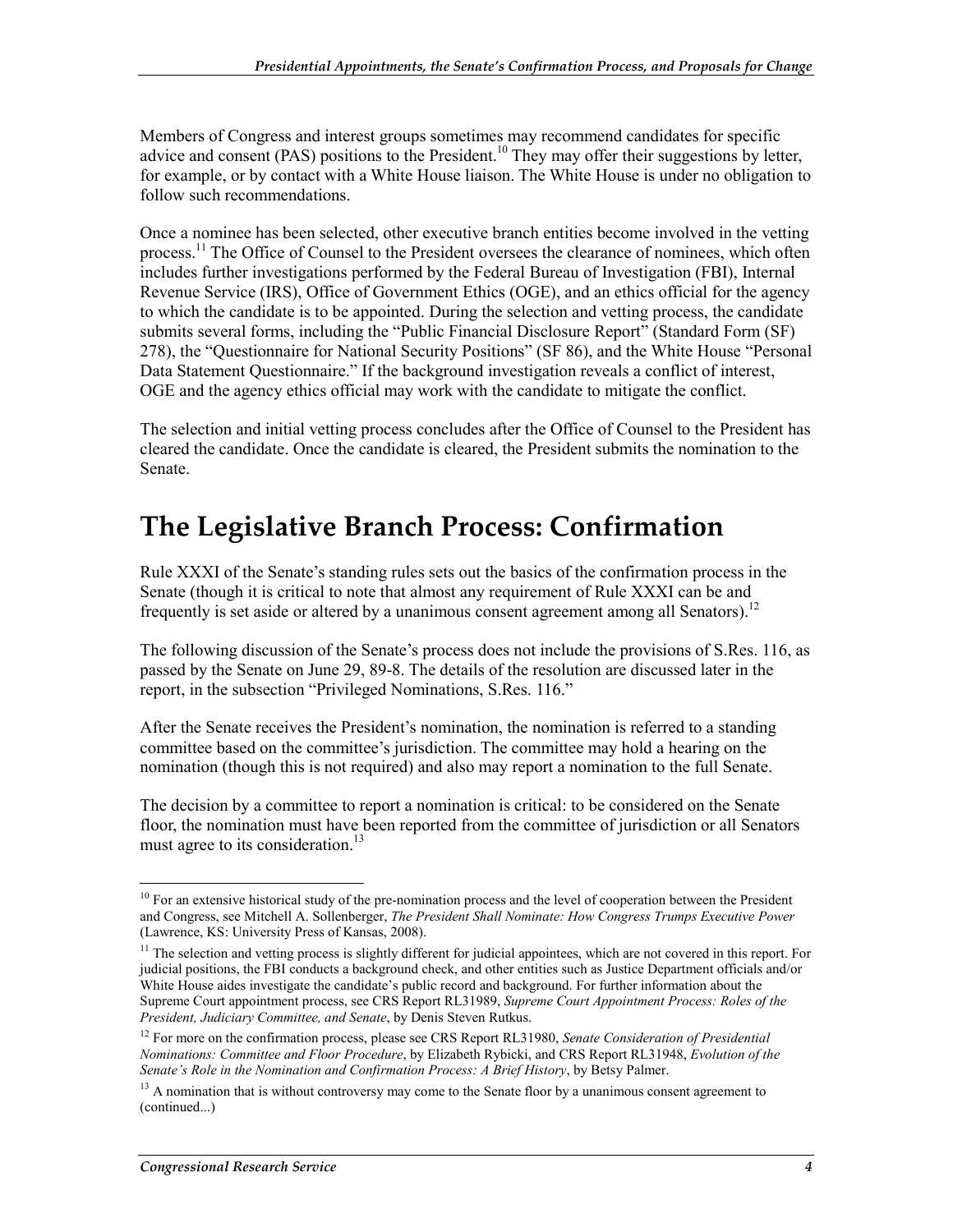Members of Congress and interest groups sometimes may recommend candidates for specific advice and consent (PAS) positions to the President.[10] They may offer their suggestions by letter, for example, or by contact with a White House liaison. The White House is under no obligation to follow such recommendations.

Once a nominee has been selected, other executive branch entities become involved in the vetting process.[11] The Office of Counsel to the President oversees the clearance of nominees, which often includes further investigations performed by the Federal Bureau of Investigation (FBI), Internal Revenue Service (IRS), Office of Government Ethics (OGE), and an ethics official for the agency to which the candidate is to be appointed. During the selection and vetting process, the candidate submits several forms, including the "Public Financial Disclosure Report" (Standard Form (SF) 278), the "Questionnaire for National Security Positions" (SF 86), and the White House "Personal Data Statement Questionnaire." If the background investigation reveals a conflict of interest, OGE and the agency ethics official may work with the candidate to mitigate the conflict.

The selection and initial vetting process concludes after the Office of Counsel to the President has cleared the candidate. Once the candidate is cleared, the President submits the nomination to the Senate.

# The Legislative Branch Process: Confirmation

Rule XXXI of the Senate's standing rules sets out the basics of the confirmation process in the Senate (though it is critical to note that almost any requirement of Rule XXXI can be and frequently is set aside or altered by a unanimous consent agreement among all Senators).[12]

The following discussion of the Senate's process does not include the provisions of S.Res. 116, as passed by the Senate on June 29, 89-8. The details of the resolution are discussed later in the report, in the subsection "Privileged Nominations, S.Res. 116."

After the Senate receives the President's nomination, the nomination is referred to a standing committee based on the committee's jurisdiction. The committee may hold a hearing on the nomination (though this is not required) and also may report a nomination to the full Senate.

The decision by a committee to report a nomination is critical: to be considered on the Senate floor, the nomination must have been reported from the committee of jurisdiction or all Senators must agree to its consideration.[13]

---

[10] For an extensive historical study of the pre-nomination process and the level of cooperation between the President and Congress, see Mitchell A. Sollenberger, *The President Shall Nominate: How Congress Trumps Executive Power* (Lawrence, KS: University Press of Kansas, 2008).

[11] The selection and vetting process is slightly different for judicial appointees, which are not covered in this report. For judicial positions, the FBI conducts a background check, and other entities such as Justice Department officials and/or White House aides investigate the candidate's public record and background. For further information about the Supreme Court appointment process, see CRS Report RL31989, *Supreme Court Appointment Process: Roles of the President, Judiciary Committee, and Senate*, by Denis Steven Rutkus.

[12] For more on the confirmation process, please see CRS Report RL31980, *Senate Consideration of Presidential Nominations: Committee and Floor Procedure*, by Elizabeth Rybicki, and CRS Report RL31948, *Evolution of the Senate's Role in the Nomination and Confirmation Process: A Brief History*, by Betsy Palmer.

[13] A nomination that is without controversy may come to the Senate floor by a unanimous consent agreement to (continued...)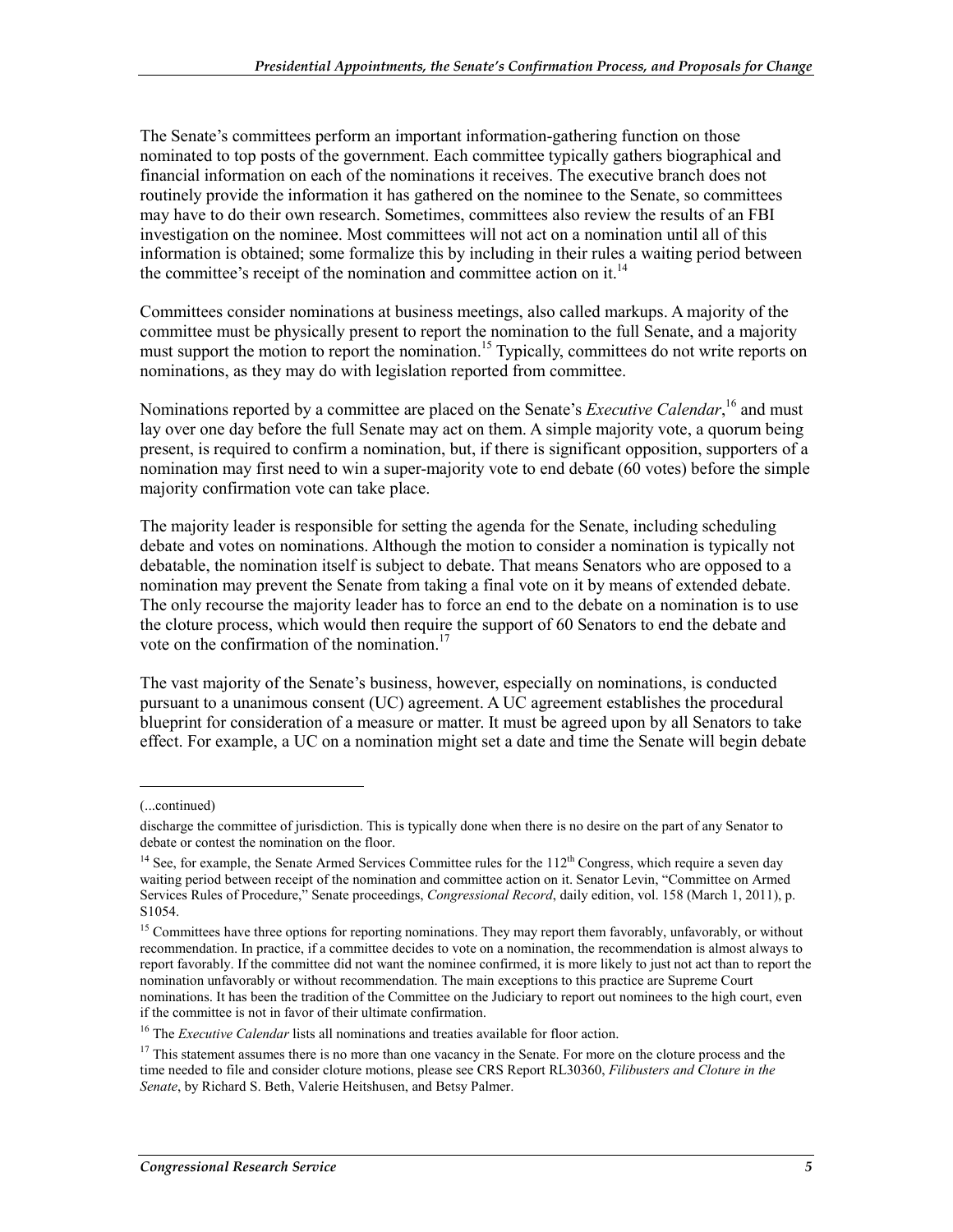The Senate's committees perform an important information-gathering function on those nominated to top posts of the government. Each committee typically gathers biographical and financial information on each of the nominations it receives. The executive branch does not routinely provide the information it has gathered on the nominee to the Senate, so committees may have to do their own research. Sometimes, committees also review the results of an FBI investigation on the nominee. Most committees will not act on a nomination until all of this information is obtained; some formalize this by including in their rules a waiting period between the committee's receipt of the nomination and committee action on it.[14]

Committees consider nominations at business meetings, also called markups. A majority of the committee must be physically present to report the nomination to the full Senate, and a majority must support the motion to report the nomination.[15] Typically, committees do not write reports on nominations, as they may do with legislation reported from committee.

Nominations reported by a committee are placed on the Senate's *Executive Calendar*,[16] and must lay over one day before the full Senate may act on them. A simple majority vote, a quorum being present, is required to confirm a nomination, but, if there is significant opposition, supporters of a nomination may first need to win a super-majority vote to end debate (60 votes) before the simple majority confirmation vote can take place.

The majority leader is responsible for setting the agenda for the Senate, including scheduling debate and votes on nominations. Although the motion to consider a nomination is typically not debatable, the nomination itself is subject to debate. That means Senators who are opposed to a nomination may prevent the Senate from taking a final vote on it by means of extended debate. The only recourse the majority leader has to force an end to the debate on a nomination is to use the cloture process, which would then require the support of 60 Senators to end the debate and vote on the confirmation of the nomination.[17]

The vast majority of the Senate's business, however, especially on nominations, is conducted pursuant to a unanimous consent (UC) agreement. A UC agreement establishes the procedural blueprint for consideration of a measure or matter. It must be agreed upon by all Senators to take effect. For example, a UC on a nomination might set a date and time the Senate will begin debate

---

(...continued)

discharge the committee of jurisdiction. This is typically done when there is no desire on the part of any Senator to debate or contest the nomination on the floor.

[14] See, for example, the Senate Armed Services Committee rules for the 112th Congress, which require a seven day waiting period between receipt of the nomination and committee action on it. Senator Levin, "Committee on Armed Services Rules of Procedure," Senate proceedings, *Congressional Record*, daily edition, vol. 158 (March 1, 2011), p. S1054.

[15] Committees have three options for reporting nominations. They may report them favorably, unfavorably, or without recommendation. In practice, if a committee decides to vote on a nomination, the recommendation is almost always to report favorably. If the committee did not want the nominee confirmed, it is more likely to just not act than to report the nomination unfavorably or without recommendation. The main exceptions to this practice are Supreme Court nominations. It has been the tradition of the Committee on the Judiciary to report out nominees to the high court, even if the committee is not in favor of their ultimate confirmation.

[16] The *Executive Calendar* lists all nominations and treaties available for floor action.

[17] This statement assumes there is no more than one vacancy in the Senate. For more on the cloture process and the time needed to file and consider cloture motions, please see CRS Report RL30360, *Filibusters and Cloture in the Senate*, by Richard S. Beth, Valerie Heitshusen, and Betsy Palmer.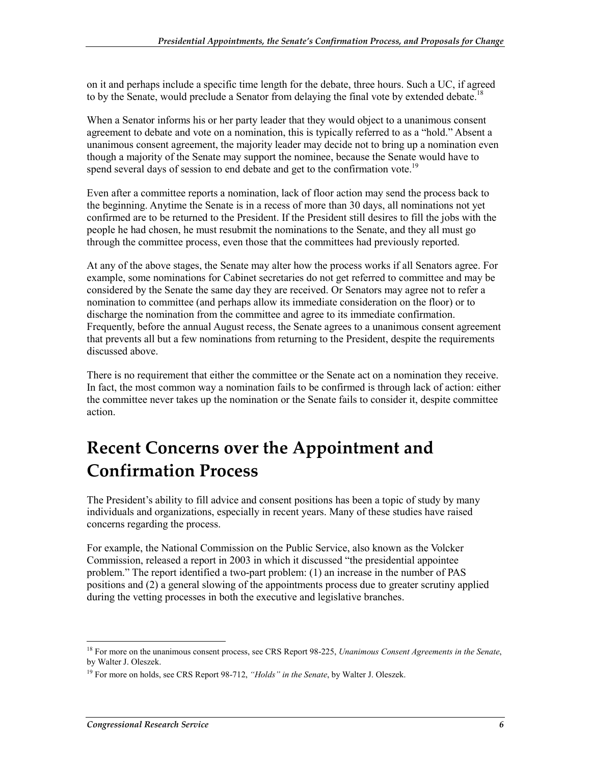on it and perhaps include a specific time length for the debate, three hours. Such a UC, if agreed to by the Senate, would preclude a Senator from delaying the final vote by extended debate.[18]

When a Senator informs his or her party leader that they would object to a unanimous consent agreement to debate and vote on a nomination, this is typically referred to as a "hold." Absent a unanimous consent agreement, the majority leader may decide not to bring up a nomination even though a majority of the Senate may support the nominee, because the Senate would have to spend several days of session to end debate and get to the confirmation vote.[19]

Even after a committee reports a nomination, lack of floor action may send the process back to the beginning. Anytime the Senate is in a recess of more than 30 days, all nominations not yet confirmed are to be returned to the President. If the President still desires to fill the jobs with the people he had chosen, he must resubmit the nominations to the Senate, and they all must go through the committee process, even those that the committees had previously reported.

At any of the above stages, the Senate may alter how the process works if all Senators agree. For example, some nominations for Cabinet secretaries do not get referred to committee and may be considered by the Senate the same day they are received. Or Senators may agree not to refer a nomination to committee (and perhaps allow its immediate consideration on the floor) or to discharge the nomination from the committee and agree to its immediate confirmation. Frequently, before the annual August recess, the Senate agrees to a unanimous consent agreement that prevents all but a few nominations from returning to the President, despite the requirements discussed above.

There is no requirement that either the committee or the Senate act on a nomination they receive. In fact, the most common way a nomination fails to be confirmed is through lack of action: either the committee never takes up the nomination or the Senate fails to consider it, despite committee action.

# Recent Concerns over the Appointment and Confirmation Process

The President's ability to fill advice and consent positions has been a topic of study by many individuals and organizations, especially in recent years. Many of these studies have raised concerns regarding the process.

For example, the National Commission on the Public Service, also known as the Volcker Commission, released a report in 2003 in which it discussed "the presidential appointee problem." The report identified a two-part problem: (1) an increase in the number of PAS positions and (2) a general slowing of the appointments process due to greater scrutiny applied during the vetting processes in both the executive and legislative branches.

---

[18] For more on the unanimous consent process, see CRS Report 98-225, *Unanimous Consent Agreements in the Senate*, by Walter J. Oleszek.

[19] For more on holds, see CRS Report 98-712, *"Holds" in the Senate*, by Walter J. Oleszek.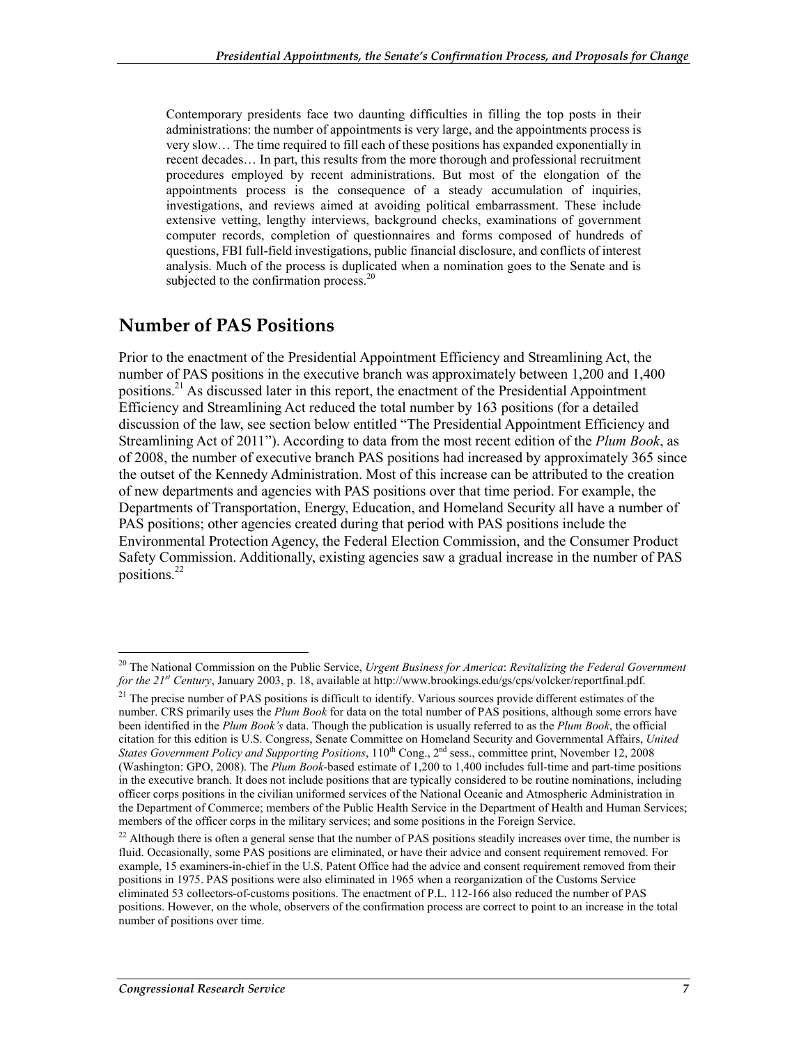> Contemporary presidents face two daunting difficulties in filling the top posts in their administrations: the number of appointments is very large, and the appointments process is very slow… The time required to fill each of these positions has expanded exponentially in recent decades… In part, this results from the more thorough and professional recruitment procedures employed by recent administrations. But most of the elongation of the appointments process is the consequence of a steady accumulation of inquiries, investigations, and reviews aimed at avoiding political embarrassment. These include extensive vetting, lengthy interviews, background checks, examinations of government computer records, completion of questionnaires and forms composed of hundreds of questions, FBI full-field investigations, public financial disclosure, and conflicts of interest analysis. Much of the process is duplicated when a nomination goes to the Senate and is subjected to the confirmation process.[20]

## Number of PAS Positions

Prior to the enactment of the Presidential Appointment Efficiency and Streamlining Act, the number of PAS positions in the executive branch was approximately between 1,200 and 1,400 positions.[21] As discussed later in this report, the enactment of the Presidential Appointment Efficiency and Streamlining Act reduced the total number by 163 positions (for a detailed discussion of the law, see section below entitled "The Presidential Appointment Efficiency and Streamlining Act of 2011"). According to data from the most recent edition of the *Plum Book*, as of 2008, the number of executive branch PAS positions had increased by approximately 365 since the outset of the Kennedy Administration. Most of this increase can be attributed to the creation of new departments and agencies with PAS positions over that time period. For example, the Departments of Transportation, Energy, Education, and Homeland Security all have a number of PAS positions; other agencies created during that period with PAS positions include the Environmental Protection Agency, the Federal Election Commission, and the Consumer Product Safety Commission. Additionally, existing agencies saw a gradual increase in the number of PAS positions.[22]

---

[20] The National Commission on the Public Service, *Urgent Business for America*: *Revitalizing the Federal Government for the 21st Century*, January 2003, p. 18, available at http://www.brookings.edu/gs/cps/volcker/reportfinal.pdf.

[21] The precise number of PAS positions is difficult to identify. Various sources provide different estimates of the number. CRS primarily uses the *Plum Book* for data on the total number of PAS positions, although some errors have been identified in the *Plum Book's* data. Though the publication is usually referred to as the *Plum Book*, the official citation for this edition is U.S. Congress, Senate Committee on Homeland Security and Governmental Affairs, *United States Government Policy and Supporting Positions*, 110th Cong., 2nd sess., committee print, November 12, 2008 (Washington: GPO, 2008). The *Plum Book*-based estimate of 1,200 to 1,400 includes full-time and part-time positions in the executive branch. It does not include positions that are typically considered to be routine nominations, including officer corps positions in the civilian uniformed services of the National Oceanic and Atmospheric Administration in the Department of Commerce; members of the Public Health Service in the Department of Health and Human Services; members of the officer corps in the military services; and some positions in the Foreign Service.

[22] Although there is often a general sense that the number of PAS positions steadily increases over time, the number is fluid. Occasionally, some PAS positions are eliminated, or have their advice and consent requirement removed. For example, 15 examiners-in-chief in the U.S. Patent Office had the advice and consent requirement removed from their positions in 1975. PAS positions were also eliminated in 1965 when a reorganization of the Customs Service eliminated 53 collectors-of-customs positions. The enactment of P.L. 112-166 also reduced the number of PAS positions. However, on the whole, observers of the confirmation process are correct to point to an increase in the total number of positions over time.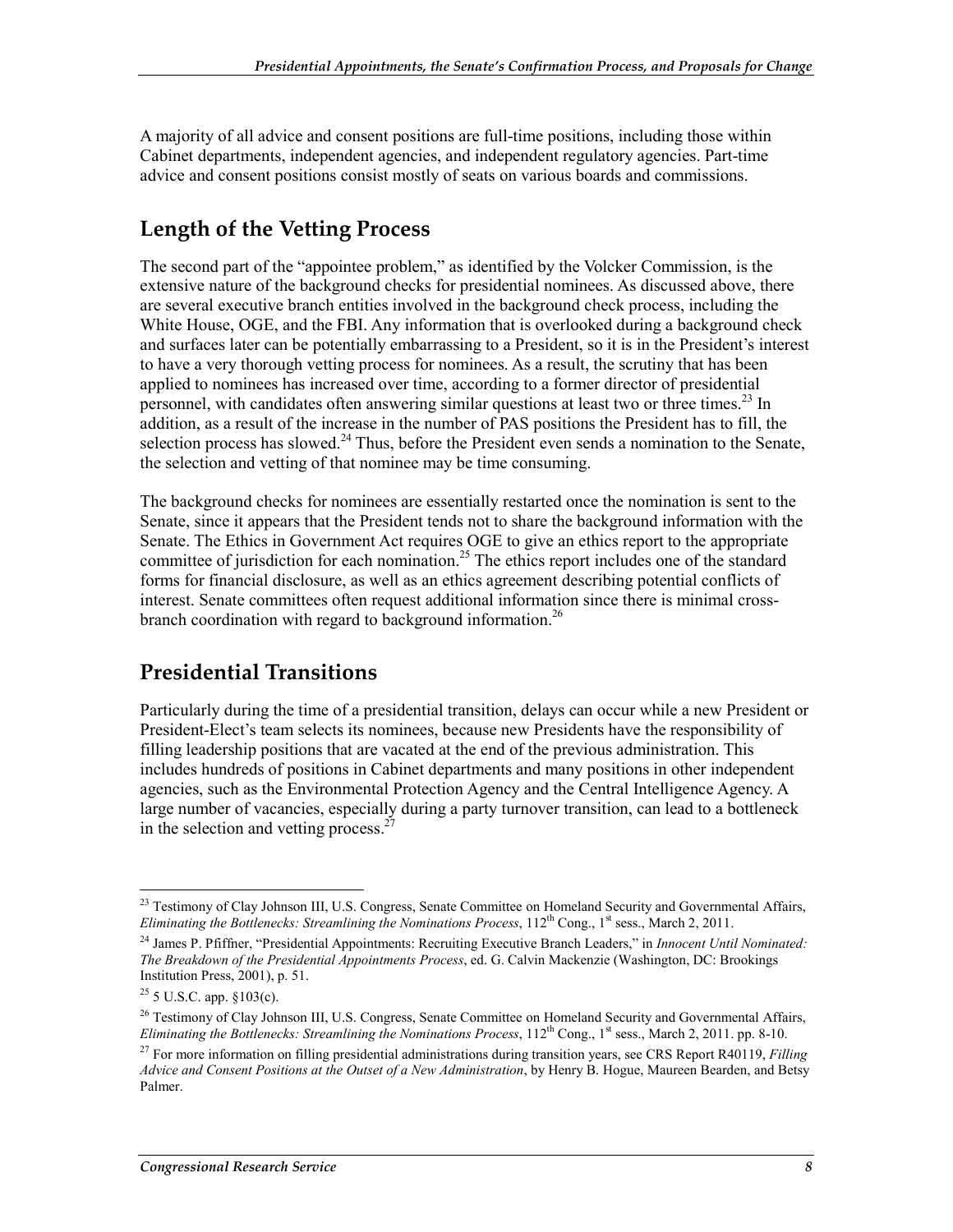A majority of all advice and consent positions are full-time positions, including those within Cabinet departments, independent agencies, and independent regulatory agencies. Part-time advice and consent positions consist mostly of seats on various boards and commissions.

## Length of the Vetting Process

The second part of the "appointee problem," as identified by the Volcker Commission, is the extensive nature of the background checks for presidential nominees. As discussed above, there are several executive branch entities involved in the background check process, including the White House, OGE, and the FBI. Any information that is overlooked during a background check and surfaces later can be potentially embarrassing to a President, so it is in the President's interest to have a very thorough vetting process for nominees. As a result, the scrutiny that has been applied to nominees has increased over time, according to a former director of presidential personnel, with candidates often answering similar questions at least two or three times.[23] In addition, as a result of the increase in the number of PAS positions the President has to fill, the selection process has slowed.[24] Thus, before the President even sends a nomination to the Senate, the selection and vetting of that nominee may be time consuming.

The background checks for nominees are essentially restarted once the nomination is sent to the Senate, since it appears that the President tends not to share the background information with the Senate. The Ethics in Government Act requires OGE to give an ethics report to the appropriate committee of jurisdiction for each nomination.[25] The ethics report includes one of the standard forms for financial disclosure, as well as an ethics agreement describing potential conflicts of interest. Senate committees often request additional information since there is minimal cross-branch coordination with regard to background information.[26]

## Presidential Transitions

Particularly during the time of a presidential transition, delays can occur while a new President or President-Elect's team selects its nominees, because new Presidents have the responsibility of filling leadership positions that are vacated at the end of the previous administration. This includes hundreds of positions in Cabinet departments and many positions in other independent agencies, such as the Environmental Protection Agency and the Central Intelligence Agency. A large number of vacancies, especially during a party turnover transition, can lead to a bottleneck in the selection and vetting process.[27]

---

[23] Testimony of Clay Johnson III, U.S. Congress, Senate Committee on Homeland Security and Governmental Affairs, *Eliminating the Bottlenecks: Streamlining the Nominations Process*, 112th Cong., 1st sess., March 2, 2011.

[24] James P. Pfiffner, "Presidential Appointments: Recruiting Executive Branch Leaders," in *Innocent Until Nominated: The Breakdown of the Presidential Appointments Process*, ed. G. Calvin Mackenzie (Washington, DC: Brookings Institution Press, 2001), p. 51.

[25] 5 U.S.C. app. §103(c).

[26] Testimony of Clay Johnson III, U.S. Congress, Senate Committee on Homeland Security and Governmental Affairs, *Eliminating the Bottlenecks: Streamlining the Nominations Process*, 112th Cong., 1st sess., March 2, 2011. pp. 8-10.

[27] For more information on filling presidential administrations during transition years, see CRS Report R40119, *Filling Advice and Consent Positions at the Outset of a New Administration*, by Henry B. Hogue, Maureen Bearden, and Betsy Palmer.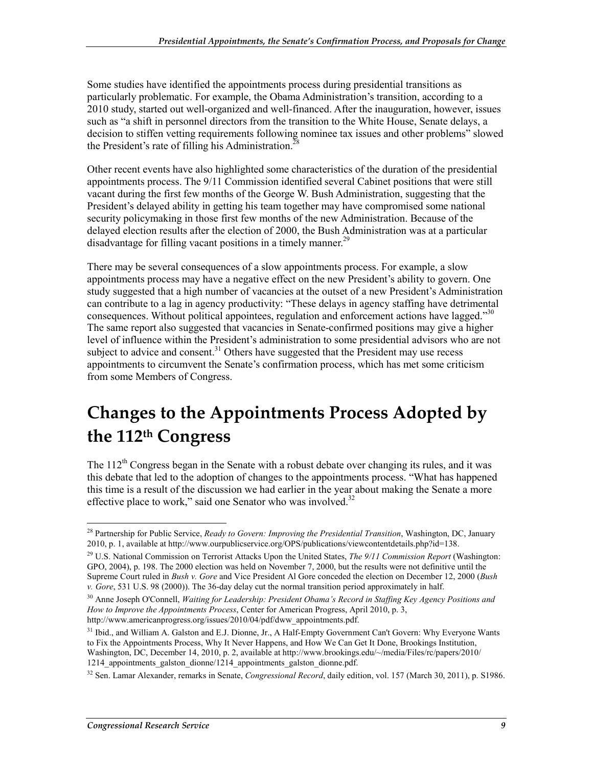Some studies have identified the appointments process during presidential transitions as particularly problematic. For example, the Obama Administration's transition, according to a 2010 study, started out well-organized and well-financed. After the inauguration, however, issues such as "a shift in personnel directors from the transition to the White House, Senate delays, a decision to stiffen vetting requirements following nominee tax issues and other problems" slowed the President's rate of filling his Administration.[28]

Other recent events have also highlighted some characteristics of the duration of the presidential appointments process. The 9/11 Commission identified several Cabinet positions that were still vacant during the first few months of the George W. Bush Administration, suggesting that the President's delayed ability in getting his team together may have compromised some national security policymaking in those first few months of the new Administration. Because of the delayed election results after the election of 2000, the Bush Administration was at a particular disadvantage for filling vacant positions in a timely manner.[29]

There may be several consequences of a slow appointments process. For example, a slow appointments process may have a negative effect on the new President's ability to govern. One study suggested that a high number of vacancies at the outset of a new President's Administration can contribute to a lag in agency productivity: "These delays in agency staffing have detrimental consequences. Without political appointees, regulation and enforcement actions have lagged."[30] The same report also suggested that vacancies in Senate-confirmed positions may give a higher level of influence within the President's administration to some presidential advisors who are not subject to advice and consent.[31] Others have suggested that the President may use recess appointments to circumvent the Senate's confirmation process, which has met some criticism from some Members of Congress.

# Changes to the Appointments Process Adopted by the 112th Congress

The 112th Congress began in the Senate with a robust debate over changing its rules, and it was this debate that led to the adoption of changes to the appointments process. "What has happened this time is a result of the discussion we had earlier in the year about making the Senate a more effective place to work," said one Senator who was involved.[32]

---

[28] Partnership for Public Service, *Ready to Govern: Improving the Presidential Transition*, Washington, DC, January 2010, p. 1, available at http://www.ourpublicservice.org/OPS/publications/viewcontentdetails.php?id=138.

[29] U.S. National Commission on Terrorist Attacks Upon the United States, *The 9/11 Commission Report* (Washington: GPO, 2004), p. 198. The 2000 election was held on November 7, 2000, but the results were not definitive until the Supreme Court ruled in *Bush v. Gore* and Vice President Al Gore conceded the election on December 12, 2000 (*Bush v. Gore*, 531 U.S. 98 (2000)). The 36-day delay cut the normal transition period approximately in half.

[30] Anne Joseph O'Connell, *Waiting for Leadership: President Obama's Record in Staffing Key Agency Positions and How to Improve the Appointments Process*, Center for American Progress, April 2010, p. 3, http://www.americanprogress.org/issues/2010/04/pdf/dww_appointments.pdf.

[31] Ibid., and William A. Galston and E.J. Dionne, Jr., A Half-Empty Government Can't Govern: Why Everyone Wants to Fix the Appointments Process, Why It Never Happens, and How We Can Get It Done, Brookings Institution, Washington, DC, December 14, 2010, p. 2, available at http://www.brookings.edu/~/media/Files/rc/papers/2010/1214_appointments_galston_dionne/1214_appointments_galston_dionne.pdf.

[32] Sen. Lamar Alexander, remarks in Senate, *Congressional Record*, daily edition, vol. 157 (March 30, 2011), p. S1986.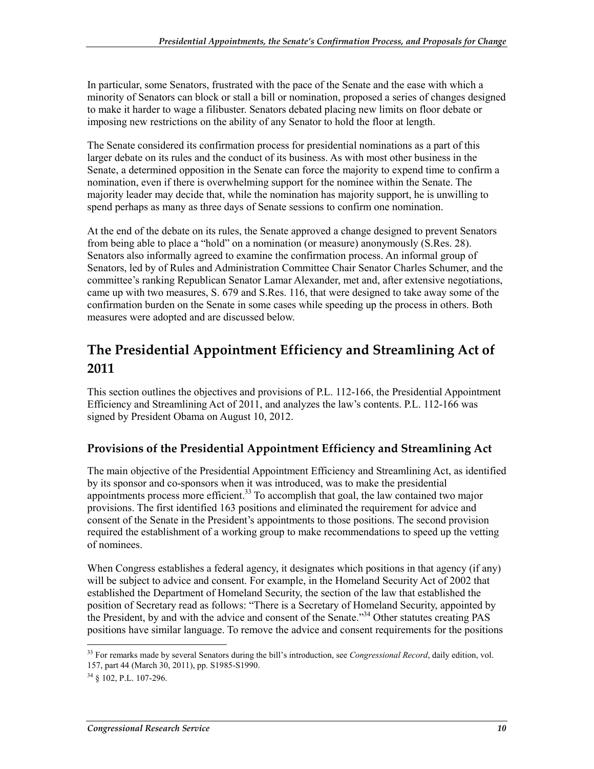In particular, some Senators, frustrated with the pace of the Senate and the ease with which a minority of Senators can block or stall a bill or nomination, proposed a series of changes designed to make it harder to wage a filibuster. Senators debated placing new limits on floor debate or imposing new restrictions on the ability of any Senator to hold the floor at length.

The Senate considered its confirmation process for presidential nominations as a part of this larger debate on its rules and the conduct of its business. As with most other business in the Senate, a determined opposition in the Senate can force the majority to expend time to confirm a nomination, even if there is overwhelming support for the nominee within the Senate. The majority leader may decide that, while the nomination has majority support, he is unwilling to spend perhaps as many as three days of Senate sessions to confirm one nomination.

At the end of the debate on its rules, the Senate approved a change designed to prevent Senators from being able to place a "hold" on a nomination (or measure) anonymously (S.Res. 28). Senators also informally agreed to examine the confirmation process. An informal group of Senators, led by of Rules and Administration Committee Chair Senator Charles Schumer, and the committee's ranking Republican Senator Lamar Alexander, met and, after extensive negotiations, came up with two measures, S. 679 and S.Res. 116, that were designed to take away some of the confirmation burden on the Senate in some cases while speeding up the process in others. Both measures were adopted and are discussed below.

## The Presidential Appointment Efficiency and Streamlining Act of 2011

This section outlines the objectives and provisions of P.L. 112-166, the Presidential Appointment Efficiency and Streamlining Act of 2011, and analyzes the law's contents. P.L. 112-166 was signed by President Obama on August 10, 2012.

### Provisions of the Presidential Appointment Efficiency and Streamlining Act

The main objective of the Presidential Appointment Efficiency and Streamlining Act, as identified by its sponsor and co-sponsors when it was introduced, was to make the presidential appointments process more efficient.[33] To accomplish that goal, the law contained two major provisions. The first identified 163 positions and eliminated the requirement for advice and consent of the Senate in the President's appointments to those positions. The second provision required the establishment of a working group to make recommendations to speed up the vetting of nominees.

When Congress establishes a federal agency, it designates which positions in that agency (if any) will be subject to advice and consent. For example, in the Homeland Security Act of 2002 that established the Department of Homeland Security, the section of the law that established the position of Secretary read as follows: "There is a Secretary of Homeland Security, appointed by the President, by and with the advice and consent of the Senate."[34] Other statutes creating PAS positions have similar language. To remove the advice and consent requirements for the positions

---

[33] For remarks made by several Senators during the bill's introduction, see *Congressional Record*, daily edition, vol. 157, part 44 (March 30, 2011), pp. S1985-S1990.

[34] § 102, P.L. 107-296.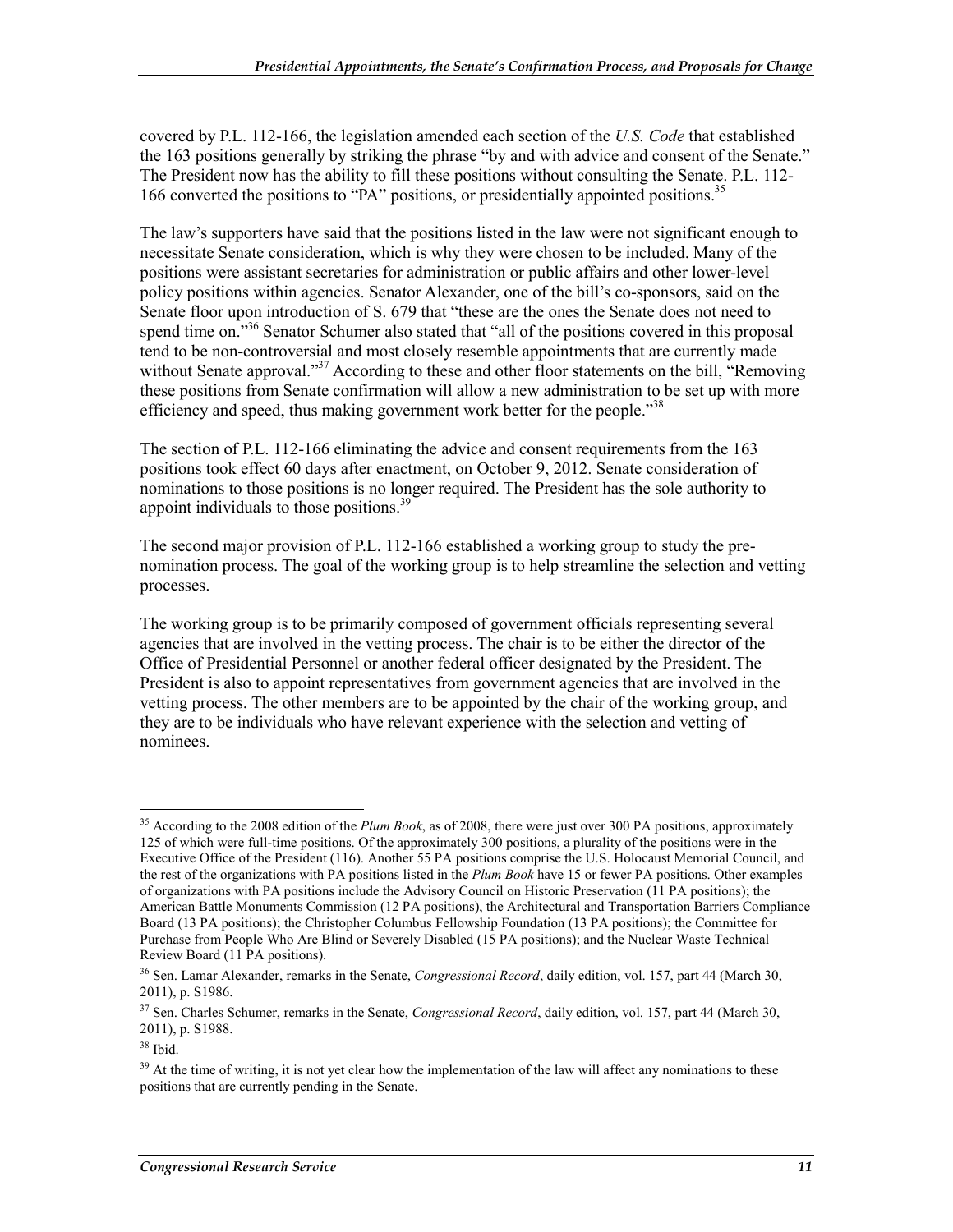covered by P.L. 112-166, the legislation amended each section of the *U.S. Code* that established the 163 positions generally by striking the phrase "by and with advice and consent of the Senate." The President now has the ability to fill these positions without consulting the Senate. P.L. 112-166 converted the positions to "PA" positions, or presidentially appointed positions.[35]

The law's supporters have said that the positions listed in the law were not significant enough to necessitate Senate consideration, which is why they were chosen to be included. Many of the positions were assistant secretaries for administration or public affairs and other lower-level policy positions within agencies. Senator Alexander, one of the bill's co-sponsors, said on the Senate floor upon introduction of S. 679 that "these are the ones the Senate does not need to spend time on."[36] Senator Schumer also stated that "all of the positions covered in this proposal tend to be non-controversial and most closely resemble appointments that are currently made without Senate approval."[37] According to these and other floor statements on the bill, "Removing these positions from Senate confirmation will allow a new administration to be set up with more efficiency and speed, thus making government work better for the people."[38]

The section of P.L. 112-166 eliminating the advice and consent requirements from the 163 positions took effect 60 days after enactment, on October 9, 2012. Senate consideration of nominations to those positions is no longer required. The President has the sole authority to appoint individuals to those positions.[39]

The second major provision of P.L. 112-166 established a working group to study the pre-nomination process. The goal of the working group is to help streamline the selection and vetting processes.

The working group is to be primarily composed of government officials representing several agencies that are involved in the vetting process. The chair is to be either the director of the Office of Presidential Personnel or another federal officer designated by the President. The President is also to appoint representatives from government agencies that are involved in the vetting process. The other members are to be appointed by the chair of the working group, and they are to be individuals who have relevant experience with the selection and vetting of nominees.

---

[35] According to the 2008 edition of the *Plum Book*, as of 2008, there were just over 300 PA positions, approximately 125 of which were full-time positions. Of the approximately 300 positions, a plurality of the positions were in the Executive Office of the President (116). Another 55 PA positions comprise the U.S. Holocaust Memorial Council, and the rest of the organizations with PA positions listed in the *Plum Book* have 15 or fewer PA positions. Other examples of organizations with PA positions include the Advisory Council on Historic Preservation (11 PA positions); the American Battle Monuments Commission (12 PA positions), the Architectural and Transportation Barriers Compliance Board (13 PA positions); the Christopher Columbus Fellowship Foundation (13 PA positions); the Committee for Purchase from People Who Are Blind or Severely Disabled (15 PA positions); and the Nuclear Waste Technical Review Board (11 PA positions).

[36] Sen. Lamar Alexander, remarks in the Senate, *Congressional Record*, daily edition, vol. 157, part 44 (March 30, 2011), p. S1986.

[37] Sen. Charles Schumer, remarks in the Senate, *Congressional Record*, daily edition, vol. 157, part 44 (March 30, 2011), p. S1988.

[38] Ibid.

[39] At the time of writing, it is not yet clear how the implementation of the law will affect any nominations to these positions that are currently pending in the Senate.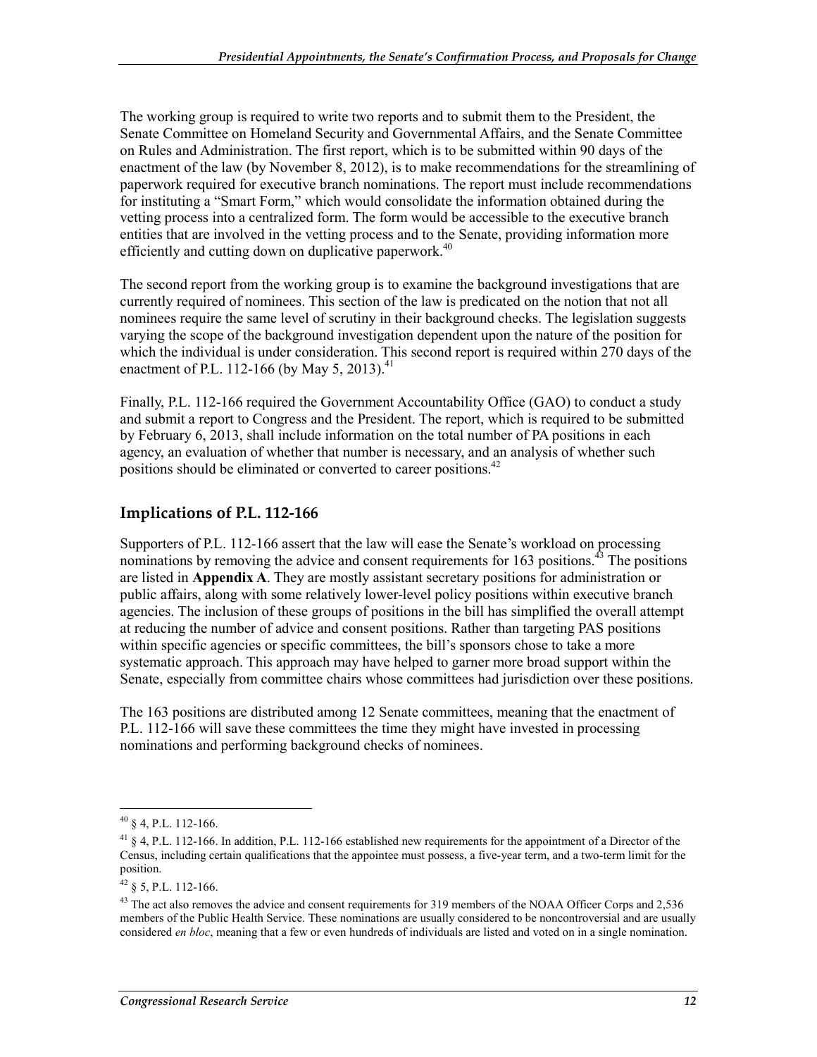The working group is required to write two reports and to submit them to the President, the Senate Committee on Homeland Security and Governmental Affairs, and the Senate Committee on Rules and Administration. The first report, which is to be submitted within 90 days of the enactment of the law (by November 8, 2012), is to make recommendations for the streamlining of paperwork required for executive branch nominations. The report must include recommendations for instituting a "Smart Form," which would consolidate the information obtained during the vetting process into a centralized form. The form would be accessible to the executive branch entities that are involved in the vetting process and to the Senate, providing information more efficiently and cutting down on duplicative paperwork.[40]

The second report from the working group is to examine the background investigations that are currently required of nominees. This section of the law is predicated on the notion that not all nominees require the same level of scrutiny in their background checks. The legislation suggests varying the scope of the background investigation dependent upon the nature of the position for which the individual is under consideration. This second report is required within 270 days of the enactment of P.L. 112-166 (by May 5, 2013).[41]

Finally, P.L. 112-166 required the Government Accountability Office (GAO) to conduct a study and submit a report to Congress and the President. The report, which is required to be submitted by February 6, 2013, shall include information on the total number of PA positions in each agency, an evaluation of whether that number is necessary, and an analysis of whether such positions should be eliminated or converted to career positions.[42]

## Implications of P.L. 112-166

Supporters of P.L. 112-166 assert that the law will ease the Senate's workload on processing nominations by removing the advice and consent requirements for 163 positions.[43] The positions are listed in **Appendix A**. They are mostly assistant secretary positions for administration or public affairs, along with some relatively lower-level policy positions within executive branch agencies. The inclusion of these groups of positions in the bill has simplified the overall attempt at reducing the number of advice and consent positions. Rather than targeting PAS positions within specific agencies or specific committees, the bill's sponsors chose to take a more systematic approach. This approach may have helped to garner more broad support within the Senate, especially from committee chairs whose committees had jurisdiction over these positions.

The 163 positions are distributed among 12 Senate committees, meaning that the enactment of P.L. 112-166 will save these committees the time they might have invested in processing nominations and performing background checks of nominees.

---

[40] § 4, P.L. 112-166.

[41] § 4, P.L. 112-166. In addition, P.L. 112-166 established new requirements for the appointment of a Director of the Census, including certain qualifications that the appointee must possess, a five-year term, and a two-term limit for the position.

[42] § 5, P.L. 112-166.

[43] The act also removes the advice and consent requirements for 319 members of the NOAA Officer Corps and 2,536 members of the Public Health Service. These nominations are usually considered to be noncontroversial and are usually considered *en bloc*, meaning that a few or even hundreds of individuals are listed and voted on in a single nomination.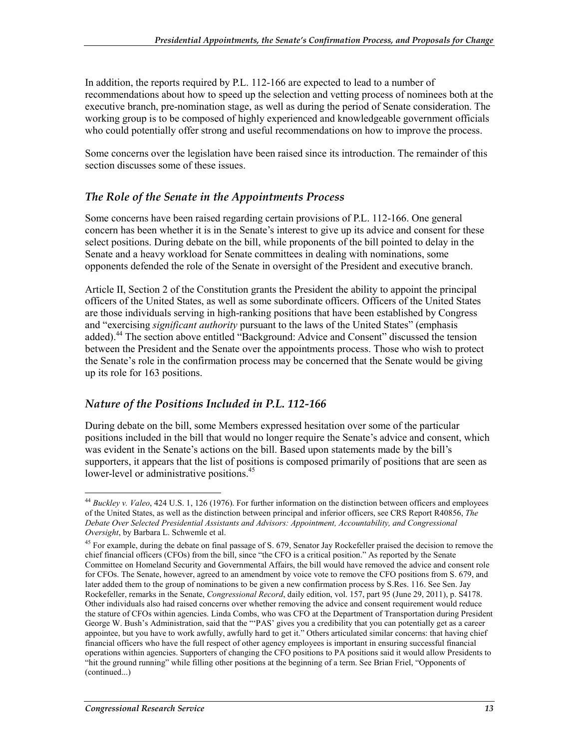In addition, the reports required by P.L. 112-166 are expected to lead to a number of recommendations about how to speed up the selection and vetting process of nominees both at the executive branch, pre-nomination stage, as well as during the period of Senate consideration. The working group is to be composed of highly experienced and knowledgeable government officials who could potentially offer strong and useful recommendations on how to improve the process.

Some concerns over the legislation have been raised since its introduction. The remainder of this section discusses some of these issues.

### *The Role of the Senate in the Appointments Process*

Some concerns have been raised regarding certain provisions of P.L. 112-166. One general concern has been whether it is in the Senate's interest to give up its advice and consent for these select positions. During debate on the bill, while proponents of the bill pointed to delay in the Senate and a heavy workload for Senate committees in dealing with nominations, some opponents defended the role of the Senate in oversight of the President and executive branch.

Article II, Section 2 of the Constitution grants the President the ability to appoint the principal officers of the United States, as well as some subordinate officers. Officers of the United States are those individuals serving in high-ranking positions that have been established by Congress and "exercising *significant authority* pursuant to the laws of the United States" (emphasis added).[44] The section above entitled "Background: Advice and Consent" discussed the tension between the President and the Senate over the appointments process. Those who wish to protect the Senate's role in the confirmation process may be concerned that the Senate would be giving up its role for 163 positions.

### *Nature of the Positions Included in P.L. 112-166*

During debate on the bill, some Members expressed hesitation over some of the particular positions included in the bill that would no longer require the Senate's advice and consent, which was evident in the Senate's actions on the bill. Based upon statements made by the bill's supporters, it appears that the list of positions is composed primarily of positions that are seen as lower-level or administrative positions.[45]

---

[44] *Buckley v. Valeo*, 424 U.S. 1, 126 (1976). For further information on the distinction between officers and employees of the United States, as well as the distinction between principal and inferior officers, see CRS Report R40856, *The Debate Over Selected Presidential Assistants and Advisors: Appointment, Accountability, and Congressional Oversight*, by Barbara L. Schwemle et al.

[45] For example, during the debate on final passage of S. 679, Senator Jay Rockefeller praised the decision to remove the chief financial officers (CFOs) from the bill, since "the CFO is a critical position." As reported by the Senate Committee on Homeland Security and Governmental Affairs, the bill would have removed the advice and consent role for CFOs. The Senate, however, agreed to an amendment by voice vote to remove the CFO positions from S. 679, and later added them to the group of nominations to be given a new confirmation process by S.Res. 116. See Sen. Jay Rockefeller, remarks in the Senate, *Congressional Record*, daily edition, vol. 157, part 95 (June 29, 2011), p. S4178. Other individuals also had raised concerns over whether removing the advice and consent requirement would reduce the stature of CFOs within agencies. Linda Combs, who was CFO at the Department of Transportation during President George W. Bush's Administration, said that the "'PAS' gives you a credibility that you can potentially get as a career appointee, but you have to work awfully, awfully hard to get it." Others articulated similar concerns: that having chief financial officers who have the full respect of other agency employees is important in ensuring successful financial operations within agencies. Supporters of changing the CFO positions to PA positions said it would allow Presidents to "hit the ground running" while filling other positions at the beginning of a term. See Brian Friel, "Opponents of (continued...)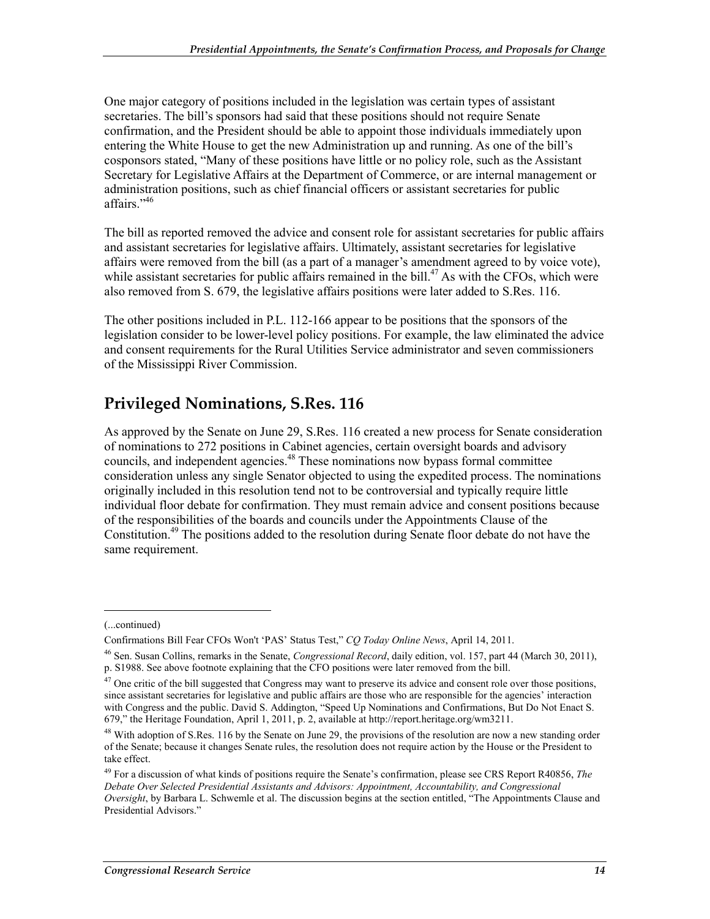One major category of positions included in the legislation was certain types of assistant secretaries. The bill's sponsors had said that these positions should not require Senate confirmation, and the President should be able to appoint those individuals immediately upon entering the White House to get the new Administration up and running. As one of the bill's cosponsors stated, "Many of these positions have little or no policy role, such as the Assistant Secretary for Legislative Affairs at the Department of Commerce, or are internal management or administration positions, such as chief financial officers or assistant secretaries for public affairs."[46]

The bill as reported removed the advice and consent role for assistant secretaries for public affairs and assistant secretaries for legislative affairs. Ultimately, assistant secretaries for legislative affairs were removed from the bill (as a part of a manager's amendment agreed to by voice vote), while assistant secretaries for public affairs remained in the bill.[47] As with the CFOs, which were also removed from S. 679, the legislative affairs positions were later added to S.Res. 116.

The other positions included in P.L. 112-166 appear to be positions that the sponsors of the legislation consider to be lower-level policy positions. For example, the law eliminated the advice and consent requirements for the Rural Utilities Service administrator and seven commissioners of the Mississippi River Commission.

## Privileged Nominations, S.Res. 116

As approved by the Senate on June 29, S.Res. 116 created a new process for Senate consideration of nominations to 272 positions in Cabinet agencies, certain oversight boards and advisory councils, and independent agencies.[48] These nominations now bypass formal committee consideration unless any single Senator objected to using the expedited process. The nominations originally included in this resolution tend not to be controversial and typically require little individual floor debate for confirmation. They must remain advice and consent positions because of the responsibilities of the boards and councils under the Appointments Clause of the Constitution.[49] The positions added to the resolution during Senate floor debate do not have the same requirement.

---

(...continued)

Confirmations Bill Fear CFOs Won't 'PAS' Status Test," *CQ Today Online News*, April 14, 2011.

[46] Sen. Susan Collins, remarks in the Senate, *Congressional Record*, daily edition, vol. 157, part 44 (March 30, 2011), p. S1988. See above footnote explaining that the CFO positions were later removed from the bill.

[47] One critic of the bill suggested that Congress may want to preserve its advice and consent role over those positions, since assistant secretaries for legislative and public affairs are those who are responsible for the agencies' interaction with Congress and the public. David S. Addington, "Speed Up Nominations and Confirmations, But Do Not Enact S. 679," the Heritage Foundation, April 1, 2011, p. 2, available at http://report.heritage.org/wm3211.

[48] With adoption of S.Res. 116 by the Senate on June 29, the provisions of the resolution are now a new standing order of the Senate; because it changes Senate rules, the resolution does not require action by the House or the President to take effect.

[49] For a discussion of what kinds of positions require the Senate's confirmation, please see CRS Report R40856, *The Debate Over Selected Presidential Assistants and Advisors: Appointment, Accountability, and Congressional Oversight*, by Barbara L. Schwemle et al. The discussion begins at the section entitled, "The Appointments Clause and Presidential Advisors."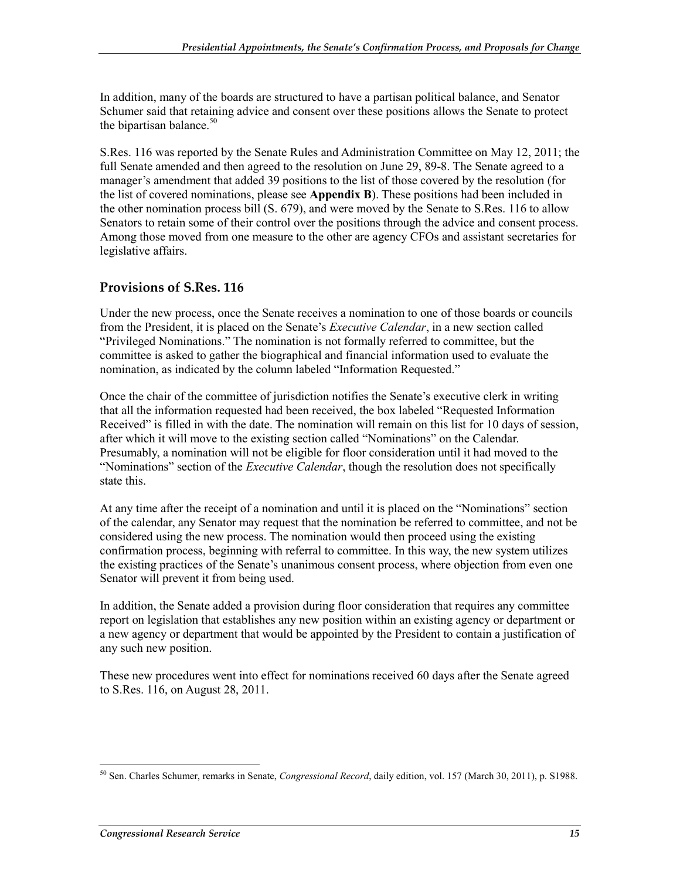In addition, many of the boards are structured to have a partisan political balance, and Senator Schumer said that retaining advice and consent over these positions allows the Senate to protect the bipartisan balance.[50]

S.Res. 116 was reported by the Senate Rules and Administration Committee on May 12, 2011; the full Senate amended and then agreed to the resolution on June 29, 89-8. The Senate agreed to a manager's amendment that added 39 positions to the list of those covered by the resolution (for the list of covered nominations, please see **Appendix B**). These positions had been included in the other nomination process bill (S. 679), and were moved by the Senate to S.Res. 116 to allow Senators to retain some of their control over the positions through the advice and consent process. Among those moved from one measure to the other are agency CFOs and assistant secretaries for legislative affairs.

## Provisions of S.Res. 116

Under the new process, once the Senate receives a nomination to one of those boards or councils from the President, it is placed on the Senate's *Executive Calendar*, in a new section called "Privileged Nominations." The nomination is not formally referred to committee, but the committee is asked to gather the biographical and financial information used to evaluate the nomination, as indicated by the column labeled "Information Requested."

Once the chair of the committee of jurisdiction notifies the Senate's executive clerk in writing that all the information requested had been received, the box labeled "Requested Information Received" is filled in with the date. The nomination will remain on this list for 10 days of session, after which it will move to the existing section called "Nominations" on the Calendar. Presumably, a nomination will not be eligible for floor consideration until it had moved to the "Nominations" section of the *Executive Calendar*, though the resolution does not specifically state this.

At any time after the receipt of a nomination and until it is placed on the "Nominations" section of the calendar, any Senator may request that the nomination be referred to committee, and not be considered using the new process. The nomination would then proceed using the existing confirmation process, beginning with referral to committee. In this way, the new system utilizes the existing practices of the Senate's unanimous consent process, where objection from even one Senator will prevent it from being used.

In addition, the Senate added a provision during floor consideration that requires any committee report on legislation that establishes any new position within an existing agency or department or a new agency or department that would be appointed by the President to contain a justification of any such new position.

These new procedures went into effect for nominations received 60 days after the Senate agreed to S.Res. 116, on August 28, 2011.

---

[50] Sen. Charles Schumer, remarks in Senate, *Congressional Record*, daily edition, vol. 157 (March 30, 2011), p. S1988.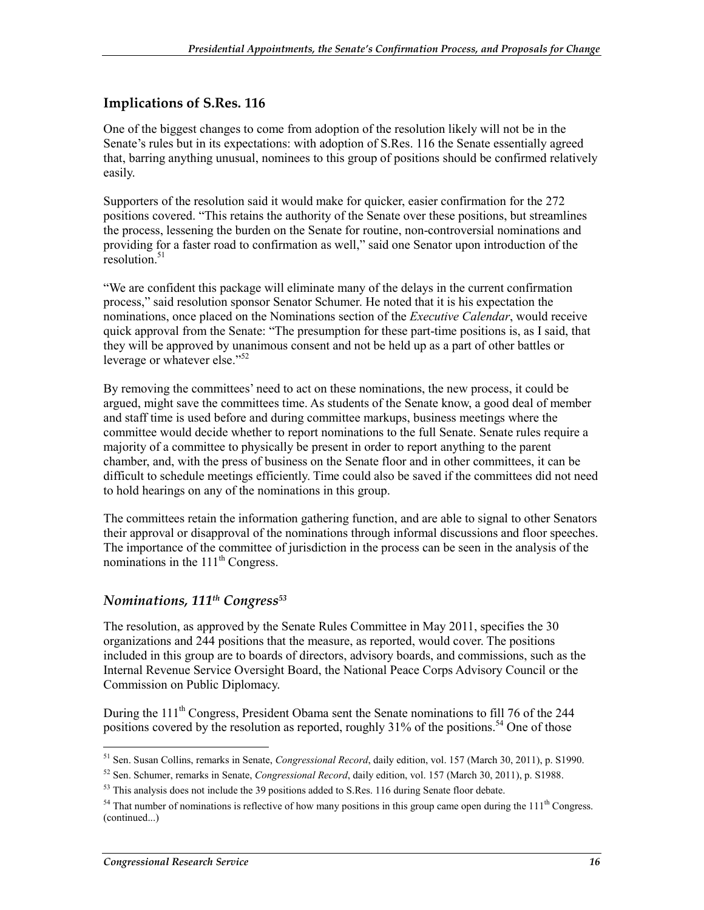## Implications of S.Res. 116

One of the biggest changes to come from adoption of the resolution likely will not be in the Senate's rules but in its expectations: with adoption of S.Res. 116 the Senate essentially agreed that, barring anything unusual, nominees to this group of positions should be confirmed relatively easily.

Supporters of the resolution said it would make for quicker, easier confirmation for the 272 positions covered. "This retains the authority of the Senate over these positions, but streamlines the process, lessening the burden on the Senate for routine, non-controversial nominations and providing for a faster road to confirmation as well," said one Senator upon introduction of the resolution.[51]

"We are confident this package will eliminate many of the delays in the current confirmation process," said resolution sponsor Senator Schumer. He noted that it is his expectation the nominations, once placed on the Nominations section of the *Executive Calendar*, would receive quick approval from the Senate: "The presumption for these part-time positions is, as I said, that they will be approved by unanimous consent and not be held up as a part of other battles or leverage or whatever else."[52]

By removing the committees' need to act on these nominations, the new process, it could be argued, might save the committees time. As students of the Senate know, a good deal of member and staff time is used before and during committee markups, business meetings where the committee would decide whether to report nominations to the full Senate. Senate rules require a majority of a committee to physically be present in order to report anything to the parent chamber, and, with the press of business on the Senate floor and in other committees, it can be difficult to schedule meetings efficiently. Time could also be saved if the committees did not need to hold hearings on any of the nominations in this group.

The committees retain the information gathering function, and are able to signal to other Senators their approval or disapproval of the nominations through informal discussions and floor speeches. The importance of the committee of jurisdiction in the process can be seen in the analysis of the nominations in the 111th Congress.

### *Nominations, 111th Congress*[53]

The resolution, as approved by the Senate Rules Committee in May 2011, specifies the 30 organizations and 244 positions that the measure, as reported, would cover. The positions included in this group are to boards of directors, advisory boards, and commissions, such as the Internal Revenue Service Oversight Board, the National Peace Corps Advisory Council or the Commission on Public Diplomacy.

During the 111th Congress, President Obama sent the Senate nominations to fill 76 of the 244 positions covered by the resolution as reported, roughly 31% of the positions.[54] One of those

---

[51] Sen. Susan Collins, remarks in Senate, *Congressional Record*, daily edition, vol. 157 (March 30, 2011), p. S1990.

[52] Sen. Schumer, remarks in Senate, *Congressional Record*, daily edition, vol. 157 (March 30, 2011), p. S1988.

[53] This analysis does not include the 39 positions added to S.Res. 116 during Senate floor debate.

[54] That number of nominations is reflective of how many positions in this group came open during the 111th Congress. (continued...)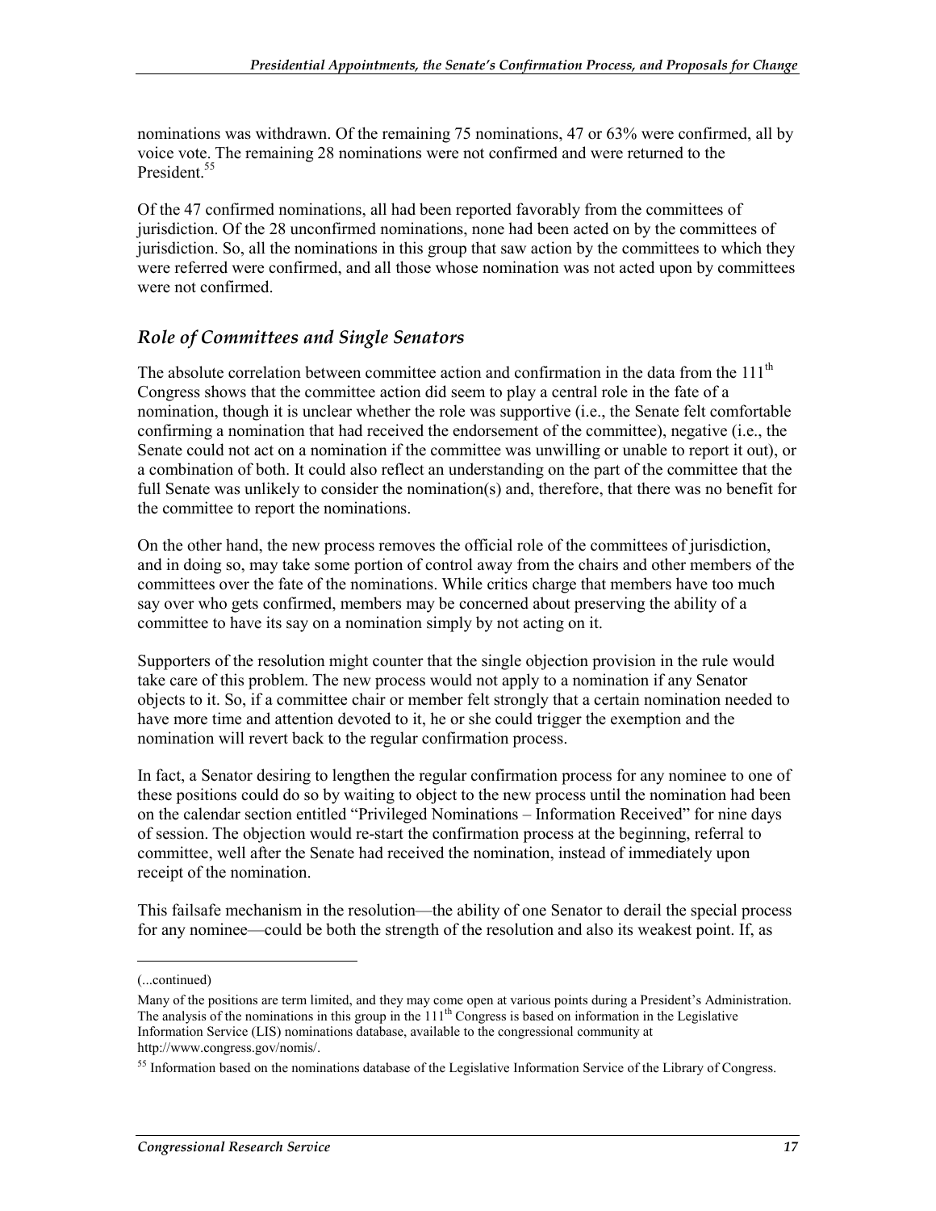nominations was withdrawn. Of the remaining 75 nominations, 47 or 63% were confirmed, all by voice vote. The remaining 28 nominations were not confirmed and were returned to the President.[55]

Of the 47 confirmed nominations, all had been reported favorably from the committees of jurisdiction. Of the 28 unconfirmed nominations, none had been acted on by the committees of jurisdiction. So, all the nominations in this group that saw action by the committees to which they were referred were confirmed, and all those whose nomination was not acted upon by committees were not confirmed.

### *Role of Committees and Single Senators*

The absolute correlation between committee action and confirmation in the data from the 111th Congress shows that the committee action did seem to play a central role in the fate of a nomination, though it is unclear whether the role was supportive (i.e., the Senate felt comfortable confirming a nomination that had received the endorsement of the committee), negative (i.e., the Senate could not act on a nomination if the committee was unwilling or unable to report it out), or a combination of both. It could also reflect an understanding on the part of the committee that the full Senate was unlikely to consider the nomination(s) and, therefore, that there was no benefit for the committee to report the nominations.

On the other hand, the new process removes the official role of the committees of jurisdiction, and in doing so, may take some portion of control away from the chairs and other members of the committees over the fate of the nominations. While critics charge that members have too much say over who gets confirmed, members may be concerned about preserving the ability of a committee to have its say on a nomination simply by not acting on it.

Supporters of the resolution might counter that the single objection provision in the rule would take care of this problem. The new process would not apply to a nomination if any Senator objects to it. So, if a committee chair or member felt strongly that a certain nomination needed to have more time and attention devoted to it, he or she could trigger the exemption and the nomination will revert back to the regular confirmation process.

In fact, a Senator desiring to lengthen the regular confirmation process for any nominee to one of these positions could do so by waiting to object to the new process until the nomination had been on the calendar section entitled "Privileged Nominations – Information Received" for nine days of session. The objection would re-start the confirmation process at the beginning, referral to committee, well after the Senate had received the nomination, instead of immediately upon receipt of the nomination.

This failsafe mechanism in the resolution—the ability of one Senator to derail the special process for any nominee—could be both the strength of the resolution and also its weakest point. If, as

---

(...continued)

Many of the positions are term limited, and they may come open at various points during a President's Administration. The analysis of the nominations in this group in the 111th Congress is based on information in the Legislative Information Service (LIS) nominations database, available to the congressional community at http://www.congress.gov/nomis/.

[55] Information based on the nominations database of the Legislative Information Service of the Library of Congress.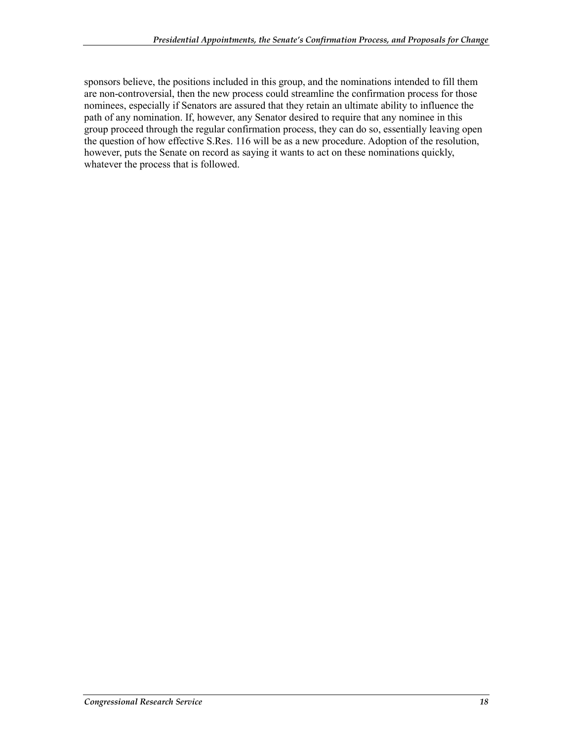sponsors believe, the positions included in this group, and the nominations intended to fill them are non-controversial, then the new process could streamline the confirmation process for those nominees, especially if Senators are assured that they retain an ultimate ability to influence the path of any nomination. If, however, any Senator desired to require that any nominee in this group proceed through the regular confirmation process, they can do so, essentially leaving open the question of how effective S.Res. 116 will be as a new procedure. Adoption of the resolution, however, puts the Senate on record as saying it wants to act on these nominations quickly, whatever the process that is followed.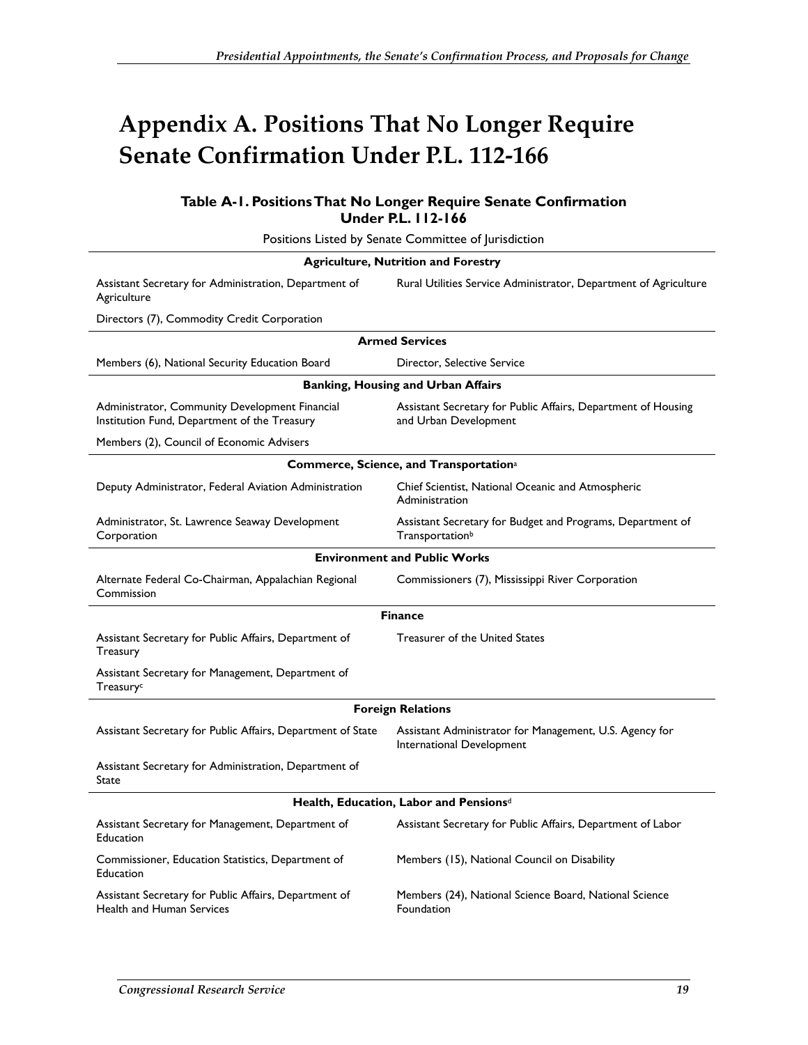# Appendix A. Positions That No Longer Require Senate Confirmation Under P.L. 112-166

**Table A-1. Positions That No Longer Require Senate Confirmation Under P.L. 112-166**

Positions Listed by Senate Committee of Jurisdiction

| | |
|---|---|
| **Agriculture, Nutrition and Forestry** | |
| Assistant Secretary for Administration, Department of Agriculture | Rural Utilities Service Administrator, Department of Agriculture |
| Directors (7), Commodity Credit Corporation | |
| **Armed Services** | |
| Members (6), National Security Education Board | Director, Selective Service |
| **Banking, Housing and Urban Affairs** | |
| Administrator, Community Development Financial Institution Fund, Department of the Treasury | Assistant Secretary for Public Affairs, Department of Housing and Urban Development |
| Members (2), Council of Economic Advisers | |
| **Commerce, Science, and Transportation**[a] | |
| Deputy Administrator, Federal Aviation Administration | Chief Scientist, National Oceanic and Atmospheric Administration |
| Administrator, St. Lawrence Seaway Development Corporation | Assistant Secretary for Budget and Programs, Department of Transportation[b] |
| **Environment and Public Works** | |
| Alternate Federal Co-Chairman, Appalachian Regional Commission | Commissioners (7), Mississippi River Corporation |
| **Finance** | |
| Assistant Secretary for Public Affairs, Department of Treasury | Treasurer of the United States |
| Assistant Secretary for Management, Department of Treasury[c] | |
| **Foreign Relations** | |
| Assistant Secretary for Public Affairs, Department of State | Assistant Administrator for Management, U.S. Agency for International Development |
| Assistant Secretary for Administration, Department of State | |
| **Health, Education, Labor and Pensions**[d] | |
| Assistant Secretary for Management, Department of Education | Assistant Secretary for Public Affairs, Department of Labor |
| Commissioner, Education Statistics, Department of Education | Members (15), National Council on Disability |
| Assistant Secretary for Public Affairs, Department of Health and Human Services | Members (24), National Science Board, National Science Foundation |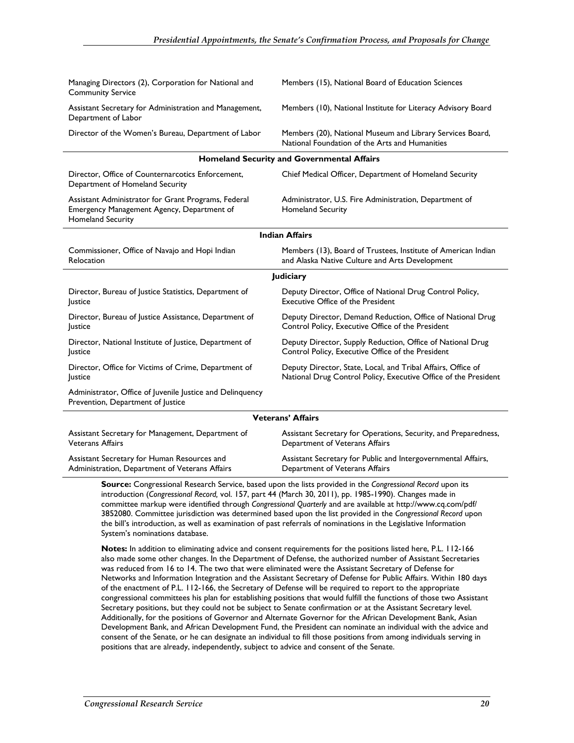| | |
|---|---|
| Managing Directors (2), Corporation for National and Community Service | Members (15), National Board of Education Sciences |
| Assistant Secretary for Administration and Management, Department of Labor | Members (10), National Institute for Literacy Advisory Board |
| Director of the Women's Bureau, Department of Labor | Members (20), National Museum and Library Services Board, National Foundation of the Arts and Humanities |
| **Homeland Security and Governmental Affairs** | |
| Director, Office of Counternarcotics Enforcement, Department of Homeland Security | Chief Medical Officer, Department of Homeland Security |
| Assistant Administrator for Grant Programs, Federal Emergency Management Agency, Department of Homeland Security | Administrator, U.S. Fire Administration, Department of Homeland Security |
| **Indian Affairs** | |
| Commissioner, Office of Navajo and Hopi Indian Relocation | Members (13), Board of Trustees, Institute of American Indian and Alaska Native Culture and Arts Development |
| **Judiciary** | |
| Director, Bureau of Justice Statistics, Department of Justice | Deputy Director, Office of National Drug Control Policy, Executive Office of the President |
| Director, Bureau of Justice Assistance, Department of Justice | Deputy Director, Demand Reduction, Office of National Drug Control Policy, Executive Office of the President |
| Director, National Institute of Justice, Department of Justice | Deputy Director, Supply Reduction, Office of National Drug Control Policy, Executive Office of the President |
| Director, Office for Victims of Crime, Department of Justice | Deputy Director, State, Local, and Tribal Affairs, Office of National Drug Control Policy, Executive Office of the President |
| Administrator, Office of Juvenile Justice and Delinquency Prevention, Department of Justice | |
| **Veterans' Affairs** | |
| Assistant Secretary for Management, Department of Veterans Affairs | Assistant Secretary for Operations, Security, and Preparedness, Department of Veterans Affairs |
| Assistant Secretary for Human Resources and Administration, Department of Veterans Affairs | Assistant Secretary for Public and Intergovernmental Affairs, Department of Veterans Affairs |

**Source:** Congressional Research Service, based upon the lists provided in the *Congressional Record* upon its introduction (*Congressional Record,* vol. 157, part 44 (March 30, 2011), pp. 1985-1990). Changes made in committee markup were identified through *Congressional Quarterly* and are available at http://www.cq.com/pdf/3852080. Committee jurisdiction was determined based upon the list provided in the *Congressional Record* upon the bill's introduction, as well as examination of past referrals of nominations in the Legislative Information System's nominations database.

**Notes:** In addition to eliminating advice and consent requirements for the positions listed here, P.L. 112-166 also made some other changes. In the Department of Defense, the authorized number of Assistant Secretaries was reduced from 16 to 14. The two that were eliminated were the Assistant Secretary of Defense for Networks and Information Integration and the Assistant Secretary of Defense for Public Affairs. Within 180 days of the enactment of P.L. 112-166, the Secretary of Defense will be required to report to the appropriate congressional committees his plan for establishing positions that would fulfill the functions of those two Assistant Secretary positions, but they could not be subject to Senate confirmation or at the Assistant Secretary level. Additionally, for the positions of Governor and Alternate Governor for the African Development Bank, Asian Development Bank, and African Development Fund, the President can nominate an individual with the advice and consent of the Senate, or he can designate an individual to fill those positions from among individuals serving in positions that are already, independently, subject to advice and consent of the Senate.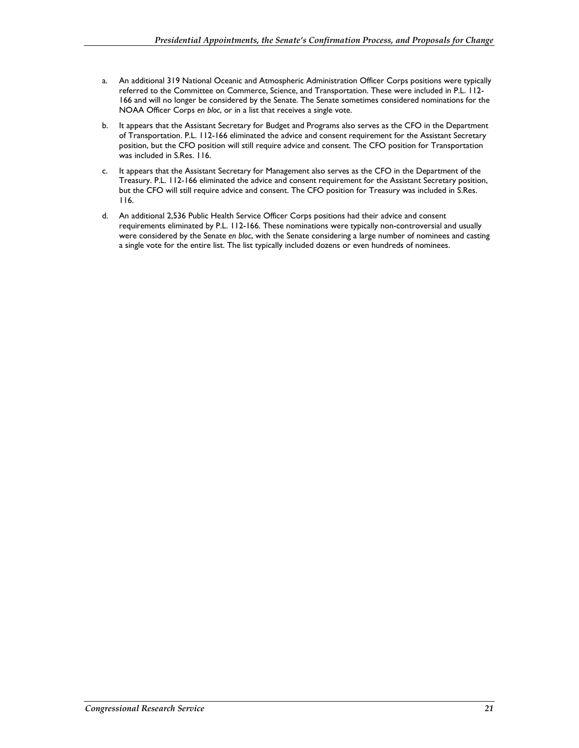a. An additional 319 National Oceanic and Atmospheric Administration Officer Corps positions were typically referred to the Committee on Commerce, Science, and Transportation. These were included in P.L. 112-166 and will no longer be considered by the Senate. The Senate sometimes considered nominations for the NOAA Officer Corps *en bloc*, or in a list that receives a single vote.

b. It appears that the Assistant Secretary for Budget and Programs also serves as the CFO in the Department of Transportation. P.L. 112-166 eliminated the advice and consent requirement for the Assistant Secretary position, but the CFO position will still require advice and consent. The CFO position for Transportation was included in S.Res. 116.

c. It appears that the Assistant Secretary for Management also serves as the CFO in the Department of the Treasury. P.L. 112-166 eliminated the advice and consent requirement for the Assistant Secretary position, but the CFO will still require advice and consent. The CFO position for Treasury was included in S.Res. 116.

d. An additional 2,536 Public Health Service Officer Corps positions had their advice and consent requirements eliminated by P.L. 112-166. These nominations were typically non-controversial and usually were considered by the Senate *en bloc*, with the Senate considering a large number of nominees and casting a single vote for the entire list. The list typically included dozens or even hundreds of nominees.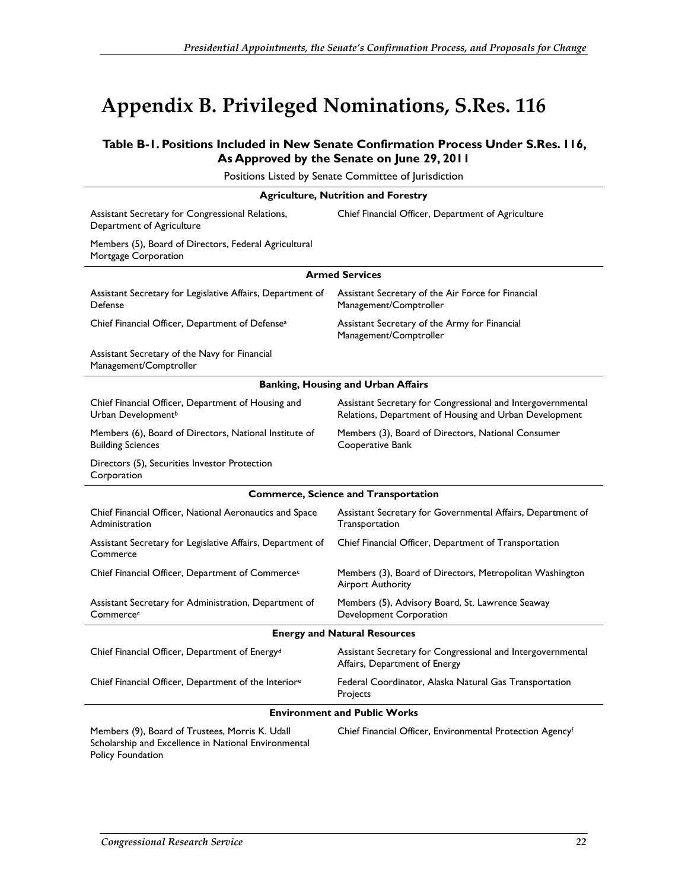# Appendix B. Privileged Nominations, S.Res. 116

### Table B-1. Positions Included in New Senate Confirmation Process Under S.Res. 116, As Approved by the Senate on June 29, 2011

Positions Listed by Senate Committee of Jurisdiction

| | |
|---|---|
| **Agriculture, Nutrition and Forestry** | |
| Assistant Secretary for Congressional Relations, Department of Agriculture | Chief Financial Officer, Department of Agriculture |
| Members (5), Board of Directors, Federal Agricultural Mortgage Corporation | |
| **Armed Services** | |
| Assistant Secretary for Legislative Affairs, Department of Defense | Assistant Secretary of the Air Force for Financial Management/Comptroller |
| Chief Financial Officer, Department of Defense[a] | Assistant Secretary of the Army for Financial Management/Comptroller |
| Assistant Secretary of the Navy for Financial Management/Comptroller | |
| **Banking, Housing and Urban Affairs** | |
| Chief Financial Officer, Department of Housing and Urban Development[b] | Assistant Secretary for Congressional and Intergovernmental Relations, Department of Housing and Urban Development |
| Members (6), Board of Directors, National Institute of Building Sciences | Members (3), Board of Directors, National Consumer Cooperative Bank |
| Directors (5), Securities Investor Protection Corporation | |
| **Commerce, Science and Transportation** | |
| Chief Financial Officer, National Aeronautics and Space Administration | Assistant Secretary for Governmental Affairs, Department of Transportation |
| Assistant Secretary for Legislative Affairs, Department of Commerce | Chief Financial Officer, Department of Transportation |
| Chief Financial Officer, Department of Commerce[c] | Members (3), Board of Directors, Metropolitan Washington Airport Authority |
| Assistant Secretary for Administration, Department of Commerce[c] | Members (5), Advisory Board, St. Lawrence Seaway Development Corporation |
| **Energy and Natural Resources** | |
| Chief Financial Officer, Department of Energy[d] | Assistant Secretary for Congressional and Intergovernmental Affairs, Department of Energy |
| Chief Financial Officer, Department of the Interior[e] | Federal Coordinator, Alaska Natural Gas Transportation Projects |
| **Environment and Public Works** | |
| Members (9), Board of Trustees, Morris K. Udall Scholarship and Excellence in National Environmental Policy Foundation | Chief Financial Officer, Environmental Protection Agency[f] |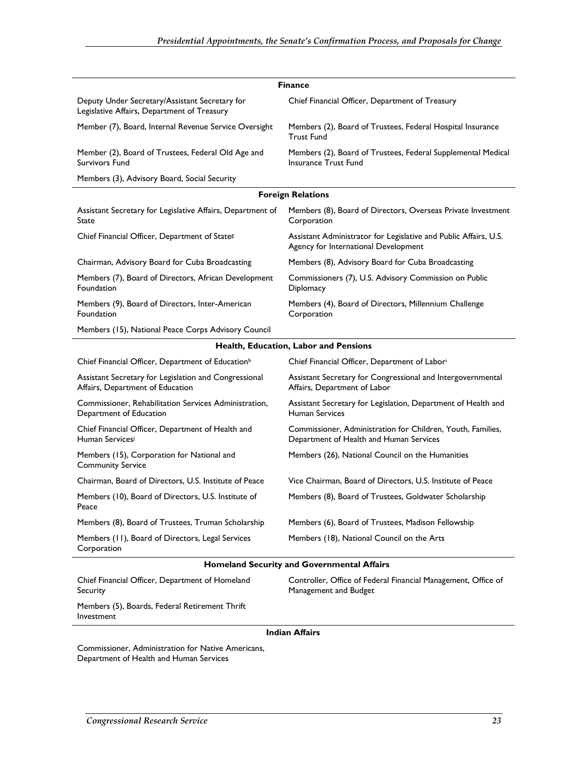| Finance | |
|---|---|
| Deputy Under Secretary/Assistant Secretary for Legislative Affairs, Department of Treasury | Chief Financial Officer, Department of Treasury |
| Member (7), Board, Internal Revenue Service Oversight | Members (2), Board of Trustees, Federal Hospital Insurance Trust Fund |
| Member (2), Board of Trustees, Federal Old Age and Survivors Fund | Members (2), Board of Trustees, Federal Supplemental Medical Insurance Trust Fund |
| Members (3), Advisory Board, Social Security | |
| **Foreign Relations** | |
| Assistant Secretary for Legislative Affairs, Department of State | Members (8), Board of Directors, Overseas Private Investment Corporation |
| Chief Financial Officer, Department of State[g] | Assistant Administrator for Legislative and Public Affairs, U.S. Agency for International Development |
| Chairman, Advisory Board for Cuba Broadcasting | Members (8), Advisory Board for Cuba Broadcasting |
| Members (7), Board of Directors, African Development Foundation | Commissioners (7), U.S. Advisory Commission on Public Diplomacy |
| Members (9), Board of Directors, Inter-American Foundation | Members (4), Board of Directors, Millennium Challenge Corporation |
| Members (15), National Peace Corps Advisory Council | |
| **Health, Education, Labor and Pensions** | |
| Chief Financial Officer, Department of Education[h] | Chief Financial Officer, Department of Labor[i] |
| Assistant Secretary for Legislation and Congressional Affairs, Department of Education | Assistant Secretary for Congressional and Intergovernmental Affairs, Department of Labor |
| Commissioner, Rehabilitation Services Administration, Department of Education | Assistant Secretary for Legislation, Department of Health and Human Services |
| Chief Financial Officer, Department of Health and Human Services[j] | Commissioner, Administration for Children, Youth, Families, Department of Health and Human Services |
| Members (15), Corporation for National and Community Service | Members (26), National Council on the Humanities |
| Chairman, Board of Directors, U.S. Institute of Peace | Vice Chairman, Board of Directors, U.S. Institute of Peace |
| Members (10), Board of Directors, U.S. Institute of Peace | Members (8), Board of Trustees, Goldwater Scholarship |
| Members (8), Board of Trustees, Truman Scholarship | Members (6), Board of Trustees, Madison Fellowship |
| Members (11), Board of Directors, Legal Services Corporation | Members (18), National Council on the Arts |
| **Homeland Security and Governmental Affairs** | |
| Chief Financial Officer, Department of Homeland Security | Controller, Office of Federal Financial Management, Office of Management and Budget |
| Members (5), Boards, Federal Retirement Thrift Investment | |
| **Indian Affairs** | |
| Commissioner, Administration for Native Americans, Department of Health and Human Services | |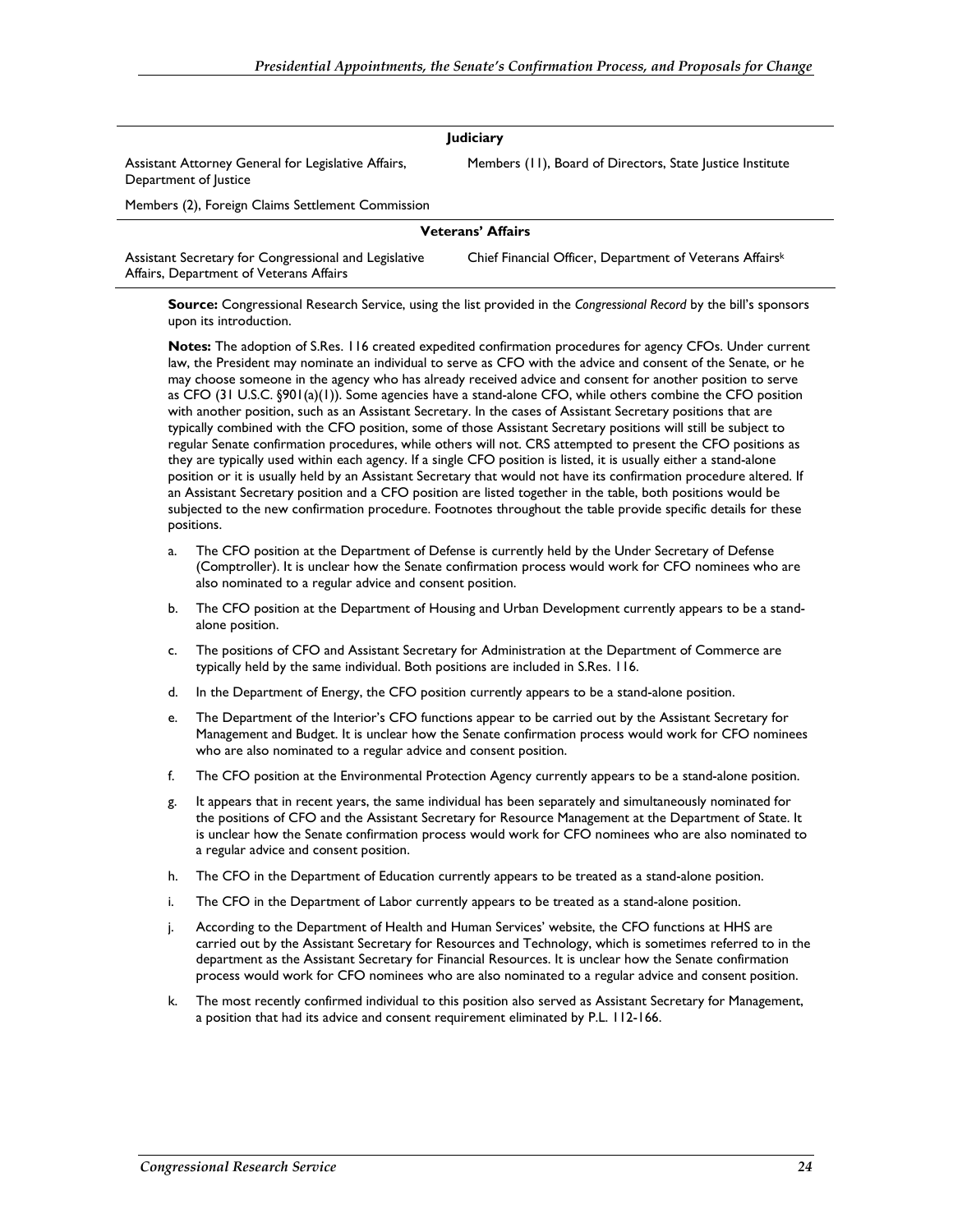| | |
|---|---|
| **Judiciary** | |
| Assistant Attorney General for Legislative Affairs, Department of Justice | Members (11), Board of Directors, State Justice Institute |
| Members (2), Foreign Claims Settlement Commission | |
| **Veterans' Affairs** | |
| Assistant Secretary for Congressional and Legislative Affairs, Department of Veterans Affairs | Chief Financial Officer, Department of Veterans Affairs[k] |

**Source:** Congressional Research Service, using the list provided in the *Congressional Record* by the bill's sponsors upon its introduction.

**Notes:** The adoption of S.Res. 116 created expedited confirmation procedures for agency CFOs. Under current law, the President may nominate an individual to serve as CFO with the advice and consent of the Senate, or he may choose someone in the agency who has already received advice and consent for another position to serve as CFO (31 U.S.C. §901(a)(1)). Some agencies have a stand-alone CFO, while others combine the CFO position with another position, such as an Assistant Secretary. In the cases of Assistant Secretary positions that are typically combined with the CFO position, some of those Assistant Secretary positions will still be subject to regular Senate confirmation procedures, while others will not. CRS attempted to present the CFO positions as they are typically used within each agency. If a single CFO position is listed, it is usually either a stand-alone position or it is usually held by an Assistant Secretary that would not have its confirmation procedure altered. If an Assistant Secretary position and a CFO position are listed together in the table, both positions would be subjected to the new confirmation procedure. Footnotes throughout the table provide specific details for these positions.

a. The CFO position at the Department of Defense is currently held by the Under Secretary of Defense (Comptroller). It is unclear how the Senate confirmation process would work for CFO nominees who are also nominated to a regular advice and consent position.

b. The CFO position at the Department of Housing and Urban Development currently appears to be a stand-alone position.

c. The positions of CFO and Assistant Secretary for Administration at the Department of Commerce are typically held by the same individual. Both positions are included in S.Res. 116.

d. In the Department of Energy, the CFO position currently appears to be a stand-alone position.

e. The Department of the Interior's CFO functions appear to be carried out by the Assistant Secretary for Management and Budget. It is unclear how the Senate confirmation process would work for CFO nominees who are also nominated to a regular advice and consent position.

f. The CFO position at the Environmental Protection Agency currently appears to be a stand-alone position.

g. It appears that in recent years, the same individual has been separately and simultaneously nominated for the positions of CFO and the Assistant Secretary for Resource Management at the Department of State. It is unclear how the Senate confirmation process would work for CFO nominees who are also nominated to a regular advice and consent position.

h. The CFO in the Department of Education currently appears to be treated as a stand-alone position.

i. The CFO in the Department of Labor currently appears to be treated as a stand-alone position.

j. According to the Department of Health and Human Services' website, the CFO functions at HHS are carried out by the Assistant Secretary for Resources and Technology, which is sometimes referred to in the department as the Assistant Secretary for Financial Resources. It is unclear how the Senate confirmation process would work for CFO nominees who are also nominated to a regular advice and consent position.

k. The most recently confirmed individual to this position also served as Assistant Secretary for Management, a position that had its advice and consent requirement eliminated by P.L. 112-166.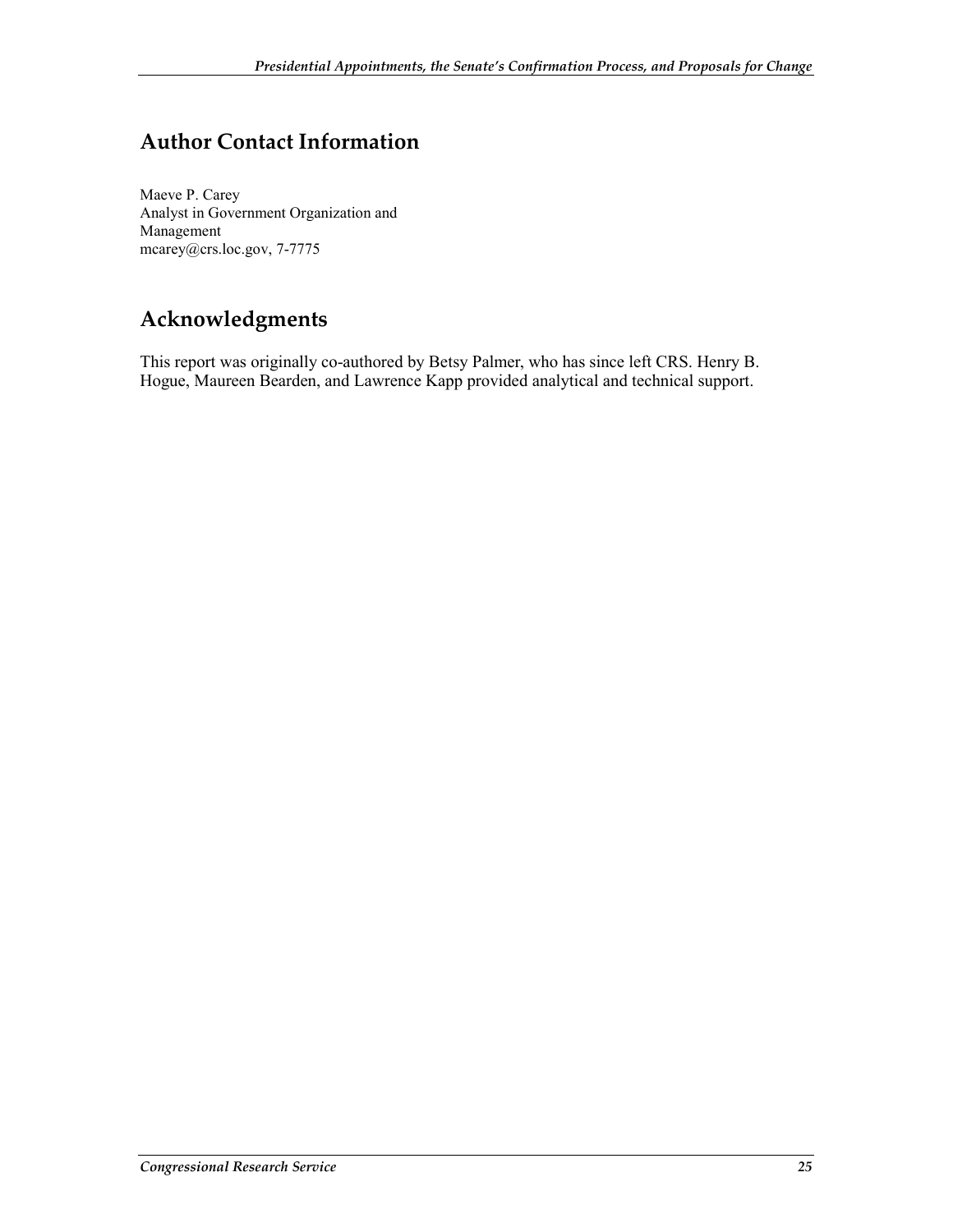## Author Contact Information

Maeve P. Carey
Analyst in Government Organization and Management
mcarey@crs.loc.gov, 7-7775

## Acknowledgments

This report was originally co-authored by Betsy Palmer, who has since left CRS. Henry B. Hogue, Maureen Bearden, and Lawrence Kapp provided analytical and technical support.